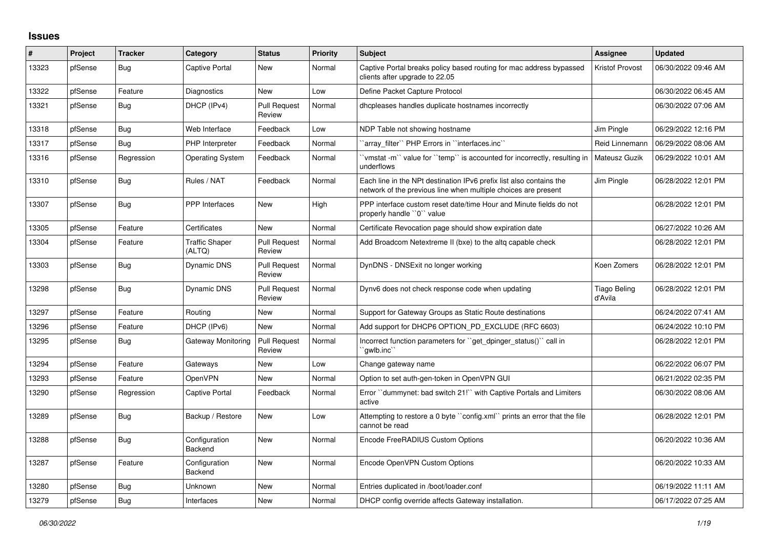## Issues

| # | Project | Tracker | Category | Status | Priority | Subject | Assignee | Updated |
|---|---|---|---|---|---|---|---|---|
| 13323 | pfSense | Bug | Captive Portal | New | Normal | Captive Portal breaks policy based routing for mac address bypassed clients after upgrade to 22.05 | Kristof Provost | 06/30/2022 09:46 AM |
| 13322 | pfSense | Feature | Diagnostics | New | Low | Define Packet Capture Protocol | | 06/30/2022 06:45 AM |
| 13321 | pfSense | Bug | DHCP (IPv4) | Pull Request Review | Normal | dhcpleases handles duplicate hostnames incorrectly | | 06/30/2022 07:06 AM |
| 13318 | pfSense | Bug | Web Interface | Feedback | Low | NDP Table not showing hostname | Jim Pingle | 06/29/2022 12:16 PM |
| 13317 | pfSense | Bug | PHP Interpreter | Feedback | Normal | ``array_filter`` PHP Errors in ``interfaces.inc`` | Reid Linnemann | 06/29/2022 08:06 AM |
| 13316 | pfSense | Regression | Operating System | Feedback | Normal | ``vmstat -m`` value for ``temp`` is accounted for incorrectly, resulting in underflows | Mateusz Guzik | 06/29/2022 10:01 AM |
| 13310 | pfSense | Bug | Rules / NAT | Feedback | Normal | Each line in the NPt destination IPv6 prefix list also contains the network of the previous line when multiple choices are present | Jim Pingle | 06/28/2022 12:01 PM |
| 13307 | pfSense | Bug | PPP Interfaces | New | High | PPP interface custom reset date/time Hour and Minute fields do not properly handle ``0`` value | | 06/28/2022 12:01 PM |
| 13305 | pfSense | Feature | Certificates | New | Normal | Certificate Revocation page should show expiration date | | 06/27/2022 10:26 AM |
| 13304 | pfSense | Feature | Traffic Shaper (ALTQ) | Pull Request Review | Normal | Add Broadcom Netextreme II (bxe) to the altq capable check | | 06/28/2022 12:01 PM |
| 13303 | pfSense | Bug | Dynamic DNS | Pull Request Review | Normal | DynDNS - DNSExit no longer working | Koen Zomers | 06/28/2022 12:01 PM |
| 13298 | pfSense | Bug | Dynamic DNS | Pull Request Review | Normal | Dynv6 does not check response code when updating | Tiago Beling d'Avila | 06/28/2022 12:01 PM |
| 13297 | pfSense | Feature | Routing | New | Normal | Support for Gateway Groups as Static Route destinations | | 06/24/2022 07:41 AM |
| 13296 | pfSense | Feature | DHCP (IPv6) | New | Normal | Add support for DHCP6 OPTION_PD_EXCLUDE (RFC 6603) | | 06/24/2022 10:10 PM |
| 13295 | pfSense | Bug | Gateway Monitoring | Pull Request Review | Normal | Incorrect function parameters for ``get_dpinger_status()`` call in ``gwlb.inc`` | | 06/28/2022 12:01 PM |
| 13294 | pfSense | Feature | Gateways | New | Low | Change gateway name | | 06/22/2022 06:07 PM |
| 13293 | pfSense | Feature | OpenVPN | New | Normal | Option to set auth-gen-token in OpenVPN GUI | | 06/21/2022 02:35 PM |
| 13290 | pfSense | Regression | Captive Portal | Feedback | Normal | Error ``dummynet: bad switch 21!`` with Captive Portals and Limiters active | | 06/30/2022 08:06 AM |
| 13289 | pfSense | Bug | Backup / Restore | New | Low | Attempting to restore a 0 byte ``config.xml`` prints an error that the file cannot be read | | 06/28/2022 12:01 PM |
| 13288 | pfSense | Bug | Configuration Backend | New | Normal | Encode FreeRADIUS Custom Options | | 06/20/2022 10:36 AM |
| 13287 | pfSense | Feature | Configuration Backend | New | Normal | Encode OpenVPN Custom Options | | 06/20/2022 10:33 AM |
| 13280 | pfSense | Bug | Unknown | New | Normal | Entries duplicated in /boot/loader.conf | | 06/19/2022 11:11 AM |
| 13279 | pfSense | Bug | Interfaces | New | Normal | DHCP config override affects Gateway installation. | | 06/17/2022 07:25 AM |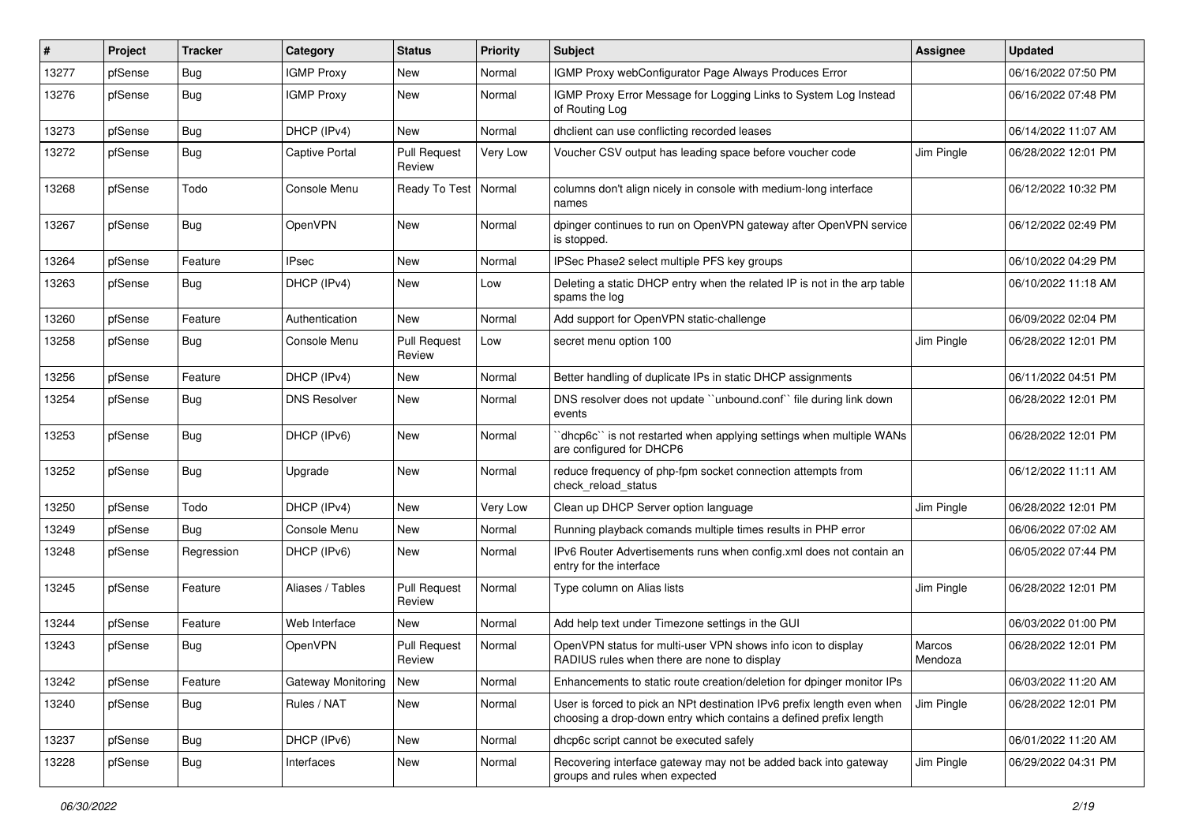| # | Project | Tracker | Category | Status | Priority | Subject | Assignee | Updated |
|---|---|---|---|---|---|---|---|---|
| 13277 | pfSense | Bug | IGMP Proxy | New | Normal | IGMP Proxy webConfigurator Page Always Produces Error | | 06/16/2022 07:50 PM |
| 13276 | pfSense | Bug | IGMP Proxy | New | Normal | IGMP Proxy Error Message for Logging Links to System Log Instead of Routing Log | | 06/16/2022 07:48 PM |
| 13273 | pfSense | Bug | DHCP (IPv4) | New | Normal | dhclient can use conflicting recorded leases | | 06/14/2022 11:07 AM |
| 13272 | pfSense | Bug | Captive Portal | Pull Request Review | Very Low | Voucher CSV output has leading space before voucher code | Jim Pingle | 06/28/2022 12:01 PM |
| 13268 | pfSense | Todo | Console Menu | Ready To Test | Normal | columns don't align nicely in console with medium-long interface names | | 06/12/2022 10:32 PM |
| 13267 | pfSense | Bug | OpenVPN | New | Normal | dpinger continues to run on OpenVPN gateway after OpenVPN service is stopped. | | 06/12/2022 02:49 PM |
| 13264 | pfSense | Feature | IPsec | New | Normal | IPSec Phase2 select multiple PFS key groups | | 06/10/2022 04:29 PM |
| 13263 | pfSense | Bug | DHCP (IPv4) | New | Low | Deleting a static DHCP entry when the related IP is not in the arp table spams the log | | 06/10/2022 11:18 AM |
| 13260 | pfSense | Feature | Authentication | New | Normal | Add support for OpenVPN static-challenge | | 06/09/2022 02:04 PM |
| 13258 | pfSense | Bug | Console Menu | Pull Request Review | Low | secret menu option 100 | Jim Pingle | 06/28/2022 12:01 PM |
| 13256 | pfSense | Feature | DHCP (IPv4) | New | Normal | Better handling of duplicate IPs in static DHCP assignments | | 06/11/2022 04:51 PM |
| 13254 | pfSense | Bug | DNS Resolver | New | Normal | DNS resolver does not update ``unbound.conf`` file during link down events | | 06/28/2022 12:01 PM |
| 13253 | pfSense | Bug | DHCP (IPv6) | New | Normal | ``dhcp6c`` is not restarted when applying settings when multiple WANs are configured for DHCP6 | | 06/28/2022 12:01 PM |
| 13252 | pfSense | Bug | Upgrade | New | Normal | reduce frequency of php-fpm socket connection attempts from check_reload_status | | 06/12/2022 11:11 AM |
| 13250 | pfSense | Todo | DHCP (IPv4) | New | Very Low | Clean up DHCP Server option language | Jim Pingle | 06/28/2022 12:01 PM |
| 13249 | pfSense | Bug | Console Menu | New | Normal | Running playback comands multiple times results in PHP error | | 06/06/2022 07:02 AM |
| 13248 | pfSense | Regression | DHCP (IPv6) | New | Normal | IPv6 Router Advertisements runs when config.xml does not contain an entry for the interface | | 06/05/2022 07:44 PM |
| 13245 | pfSense | Feature | Aliases / Tables | Pull Request Review | Normal | Type column on Alias lists | Jim Pingle | 06/28/2022 12:01 PM |
| 13244 | pfSense | Feature | Web Interface | New | Normal | Add help text under Timezone settings in the GUI | | 06/03/2022 01:00 PM |
| 13243 | pfSense | Bug | OpenVPN | Pull Request Review | Normal | OpenVPN status for multi-user VPN shows info icon to display RADIUS rules when there are none to display | Marcos Mendoza | 06/28/2022 12:01 PM |
| 13242 | pfSense | Feature | Gateway Monitoring | New | Normal | Enhancements to static route creation/deletion for dpinger monitor IPs | | 06/03/2022 11:20 AM |
| 13240 | pfSense | Bug | Rules / NAT | New | Normal | User is forced to pick an NPt destination IPv6 prefix length even when choosing a drop-down entry which contains a defined prefix length | Jim Pingle | 06/28/2022 12:01 PM |
| 13237 | pfSense | Bug | DHCP (IPv6) | New | Normal | dhcp6c script cannot be executed safely | | 06/01/2022 11:20 AM |
| 13228 | pfSense | Bug | Interfaces | New | Normal | Recovering interface gateway may not be added back into gateway groups and rules when expected | Jim Pingle | 06/29/2022 04:31 PM |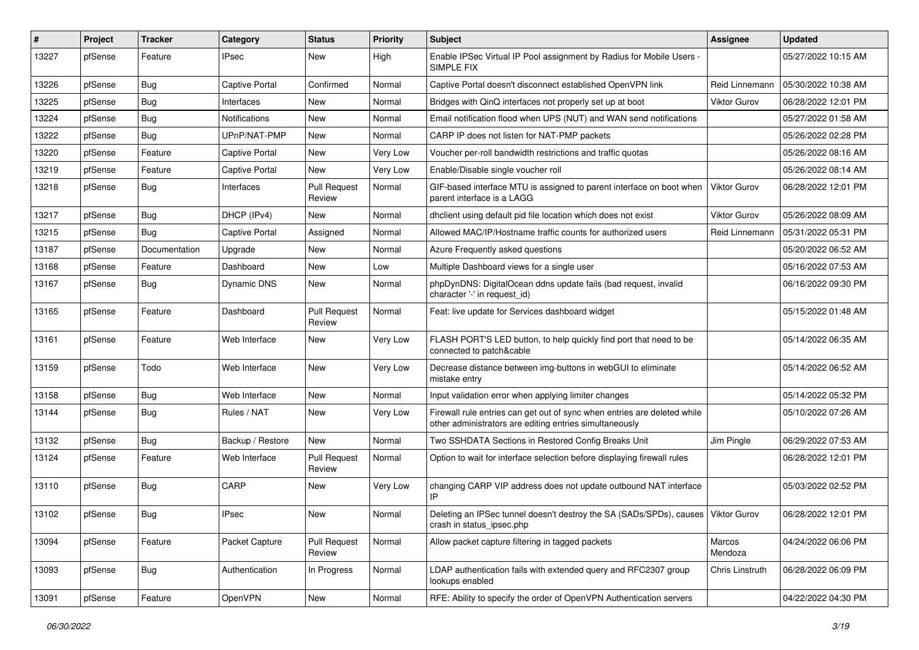| # | Project | Tracker | Category | Status | Priority | Subject | Assignee | Updated |
|---|---|---|---|---|---|---|---|---|
| 13227 | pfSense | Feature | IPsec | New | High | Enable IPSec Virtual IP Pool assignment by Radius for Mobile Users - SIMPLE FIX | | 05/27/2022 10:15 AM |
| 13226 | pfSense | Bug | Captive Portal | Confirmed | Normal | Captive Portal doesn't disconnect established OpenVPN link | Reid Linnemann | 05/30/2022 10:38 AM |
| 13225 | pfSense | Bug | Interfaces | New | Normal | Bridges with QinQ interfaces not properly set up at boot | Viktor Gurov | 06/28/2022 12:01 PM |
| 13224 | pfSense | Bug | Notifications | New | Normal | Email notification flood when UPS (NUT) and WAN send notifications | | 05/27/2022 01:58 AM |
| 13222 | pfSense | Bug | UPnP/NAT-PMP | New | Normal | CARP IP does not listen for NAT-PMP packets | | 05/26/2022 02:28 PM |
| 13220 | pfSense | Feature | Captive Portal | New | Very Low | Voucher per-roll bandwidth restrictions and traffic quotas | | 05/26/2022 08:16 AM |
| 13219 | pfSense | Feature | Captive Portal | New | Very Low | Enable/Disable single voucher roll | | 05/26/2022 08:14 AM |
| 13218 | pfSense | Bug | Interfaces | Pull Request Review | Normal | GIF-based interface MTU is assigned to parent interface on boot when parent interface is a LAGG | Viktor Gurov | 06/28/2022 12:01 PM |
| 13217 | pfSense | Bug | DHCP (IPv4) | New | Normal | dhclient using default pid file location which does not exist | Viktor Gurov | 05/26/2022 08:09 AM |
| 13215 | pfSense | Bug | Captive Portal | Assigned | Normal | Allowed MAC/IP/Hostname traffic counts for authorized users | Reid Linnemann | 05/31/2022 05:31 PM |
| 13187 | pfSense | Documentation | Upgrade | New | Normal | Azure Frequently asked questions | | 05/20/2022 06:52 AM |
| 13168 | pfSense | Feature | Dashboard | New | Low | Multiple Dashboard views for a single user | | 05/16/2022 07:53 AM |
| 13167 | pfSense | Bug | Dynamic DNS | New | Normal | phpDynDNS: DigitalOcean ddns update fails (bad request, invalid character '-' in request_id) | | 06/16/2022 09:30 PM |
| 13165 | pfSense | Feature | Dashboard | Pull Request Review | Normal | Feat: live update for Services dashboard widget | | 05/15/2022 01:48 AM |
| 13161 | pfSense | Feature | Web Interface | New | Very Low | FLASH PORT'S LED button, to help quickly find port that need to be connected to patch&cable | | 05/14/2022 06:35 AM |
| 13159 | pfSense | Todo | Web Interface | New | Very Low | Decrease distance between img-buttons in webGUI to eliminate mistake entry | | 05/14/2022 06:52 AM |
| 13158 | pfSense | Bug | Web Interface | New | Normal | Input validation error when applying limiter changes | | 05/14/2022 05:32 PM |
| 13144 | pfSense | Bug | Rules / NAT | New | Very Low | Firewall rule entries can get out of sync when entries are deleted while other administrators are editing entries simultaneously | | 05/10/2022 07:26 AM |
| 13132 | pfSense | Bug | Backup / Restore | New | Normal | Two SSHDATA Sections in Restored Config Breaks Unit | Jim Pingle | 06/29/2022 07:53 AM |
| 13124 | pfSense | Feature | Web Interface | Pull Request Review | Normal | Option to wait for interface selection before displaying firewall rules | | 06/28/2022 12:01 PM |
| 13110 | pfSense | Bug | CARP | New | Very Low | changing CARP VIP address does not update outbound NAT interface IP | | 05/03/2022 02:52 PM |
| 13102 | pfSense | Bug | IPsec | New | Normal | Deleting an IPSec tunnel doesn't destroy the SA (SADs/SPDs), causes crash in status_ipsec.php | Viktor Gurov | 06/28/2022 12:01 PM |
| 13094 | pfSense | Feature | Packet Capture | Pull Request Review | Normal | Allow packet capture filtering in tagged packets | Marcos Mendoza | 04/24/2022 06:06 PM |
| 13093 | pfSense | Bug | Authentication | In Progress | Normal | LDAP authentication fails with extended query and RFC2307 group lookups enabled | Chris Linstruth | 06/28/2022 06:09 PM |
| 13091 | pfSense | Feature | OpenVPN | New | Normal | RFE: Ability to specify the order of OpenVPN Authentication servers | | 04/22/2022 04:30 PM |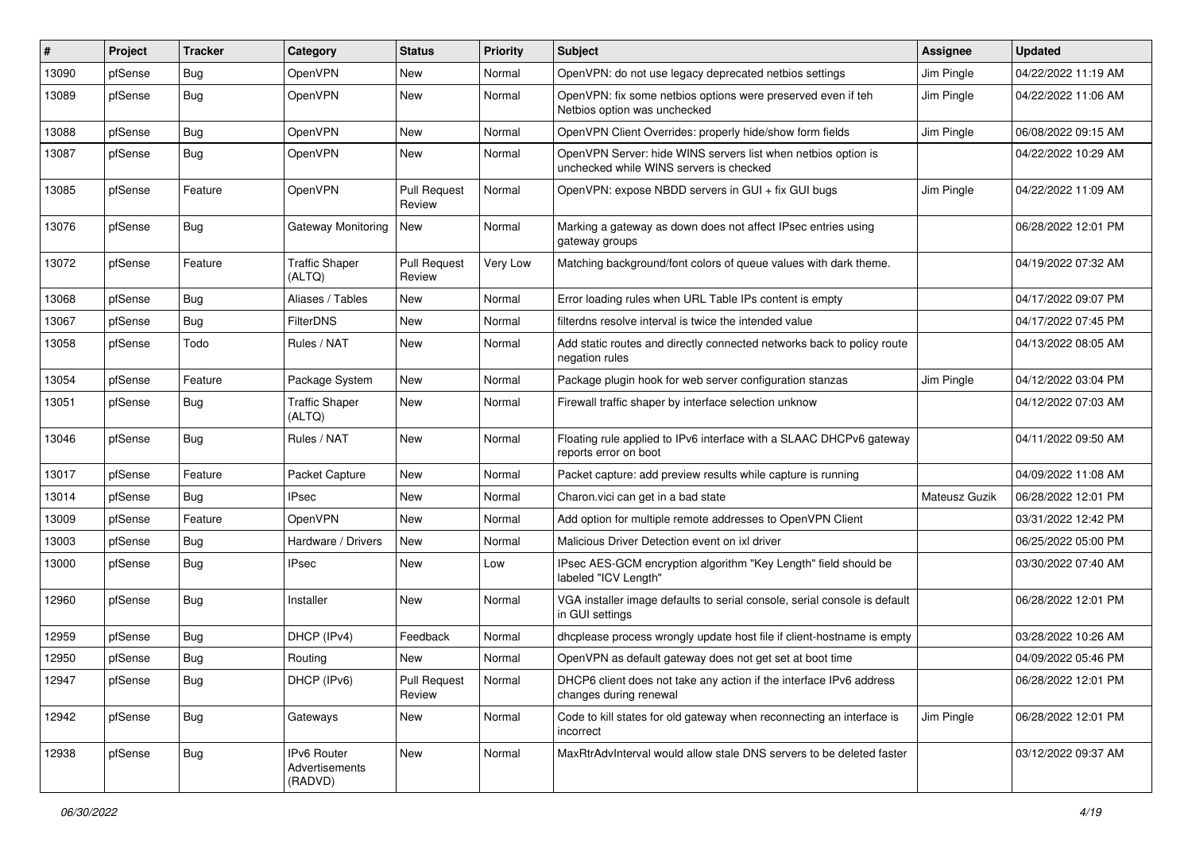| # | Project | Tracker | Category | Status | Priority | Subject | Assignee | Updated |
|---|---|---|---|---|---|---|---|---|
| 13090 | pfSense | Bug | OpenVPN | New | Normal | OpenVPN: do not use legacy deprecated netbios settings | Jim Pingle | 04/22/2022 11:19 AM |
| 13089 | pfSense | Bug | OpenVPN | New | Normal | OpenVPN: fix some netbios options were preserved even if teh Netbios option was unchecked | Jim Pingle | 04/22/2022 11:06 AM |
| 13088 | pfSense | Bug | OpenVPN | New | Normal | OpenVPN Client Overrides: properly hide/show form fields | Jim Pingle | 06/08/2022 09:15 AM |
| 13087 | pfSense | Bug | OpenVPN | New | Normal | OpenVPN Server: hide WINS servers list when netbios option is unchecked while WINS servers is checked | | 04/22/2022 10:29 AM |
| 13085 | pfSense | Feature | OpenVPN | Pull Request Review | Normal | OpenVPN: expose NBDD servers in GUI + fix GUI bugs | Jim Pingle | 04/22/2022 11:09 AM |
| 13076 | pfSense | Bug | Gateway Monitoring | New | Normal | Marking a gateway as down does not affect IPsec entries using gateway groups | | 06/28/2022 12:01 PM |
| 13072 | pfSense | Feature | Traffic Shaper (ALTQ) | Pull Request Review | Very Low | Matching background/font colors of queue values with dark theme. | | 04/19/2022 07:32 AM |
| 13068 | pfSense | Bug | Aliases / Tables | New | Normal | Error loading rules when URL Table IPs content is empty | | 04/17/2022 09:07 PM |
| 13067 | pfSense | Bug | FilterDNS | New | Normal | filterdns resolve interval is twice the intended value | | 04/17/2022 07:45 PM |
| 13058 | pfSense | Todo | Rules / NAT | New | Normal | Add static routes and directly connected networks back to policy route negation rules | | 04/13/2022 08:05 AM |
| 13054 | pfSense | Feature | Package System | New | Normal | Package plugin hook for web server configuration stanzas | Jim Pingle | 04/12/2022 03:04 PM |
| 13051 | pfSense | Bug | Traffic Shaper (ALTQ) | New | Normal | Firewall traffic shaper by interface selection unknow | | 04/12/2022 07:03 AM |
| 13046 | pfSense | Bug | Rules / NAT | New | Normal | Floating rule applied to IPv6 interface with a SLAAC DHCPv6 gateway reports error on boot | | 04/11/2022 09:50 AM |
| 13017 | pfSense | Feature | Packet Capture | New | Normal | Packet capture: add preview results while capture is running | | 04/09/2022 11:08 AM |
| 13014 | pfSense | Bug | IPsec | New | Normal | Charon.vici can get in a bad state | Mateusz Guzik | 06/28/2022 12:01 PM |
| 13009 | pfSense | Feature | OpenVPN | New | Normal | Add option for multiple remote addresses to OpenVPN Client | | 03/31/2022 12:42 PM |
| 13003 | pfSense | Bug | Hardware / Drivers | New | Normal | Malicious Driver Detection event on ixl driver | | 06/25/2022 05:00 PM |
| 13000 | pfSense | Bug | IPsec | New | Low | IPsec AES-GCM encryption algorithm "Key Length" field should be labeled "ICV Length" | | 03/30/2022 07:40 AM |
| 12960 | pfSense | Bug | Installer | New | Normal | VGA installer image defaults to serial console, serial console is default in GUI settings | | 06/28/2022 12:01 PM |
| 12959 | pfSense | Bug | DHCP (IPv4) | Feedback | Normal | dhcplease process wrongly update host file if client-hostname is empty | | 03/28/2022 10:26 AM |
| 12950 | pfSense | Bug | Routing | New | Normal | OpenVPN as default gateway does not get set at boot time | | 04/09/2022 05:46 PM |
| 12947 | pfSense | Bug | DHCP (IPv6) | Pull Request Review | Normal | DHCP6 client does not take any action if the interface IPv6 address changes during renewal | | 06/28/2022 12:01 PM |
| 12942 | pfSense | Bug | Gateways | New | Normal | Code to kill states for old gateway when reconnecting an interface is incorrect | Jim Pingle | 06/28/2022 12:01 PM |
| 12938 | pfSense | Bug | IPv6 Router Advertisements (RADVD) | New | Normal | MaxRtrAdvInterval would allow stale DNS servers to be deleted faster | | 03/12/2022 09:37 AM |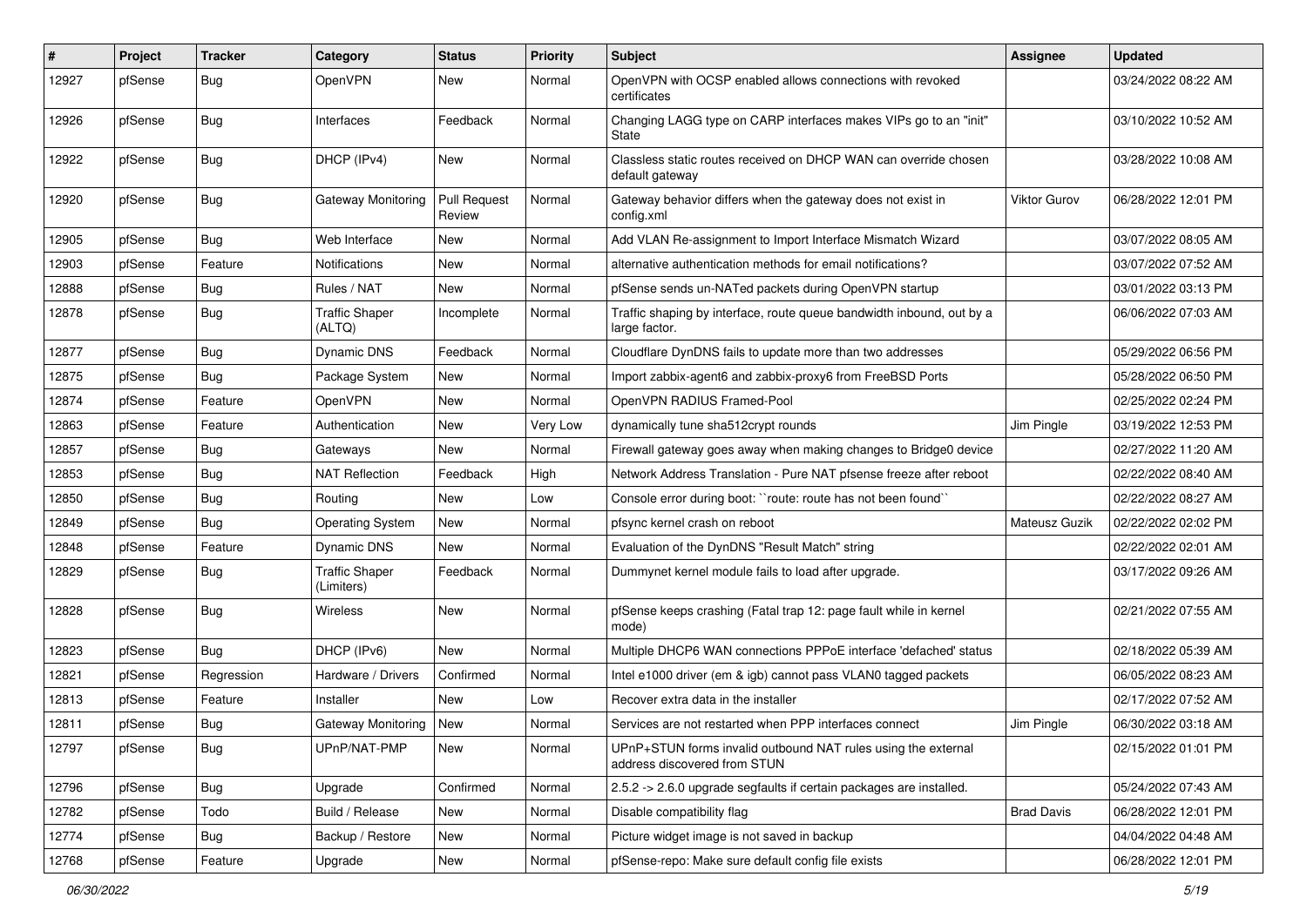| # | Project | Tracker | Category | Status | Priority | Subject | Assignee | Updated |
| --- | --- | --- | --- | --- | --- | --- | --- | --- |
| 12927 | pfSense | Bug | OpenVPN | New | Normal | OpenVPN with OCSP enabled allows connections with revoked certificates | | 03/24/2022 08:22 AM |
| 12926 | pfSense | Bug | Interfaces | Feedback | Normal | Changing LAGG type on CARP interfaces makes VIPs go to an "init" State | | 03/10/2022 10:52 AM |
| 12922 | pfSense | Bug | DHCP (IPv4) | New | Normal | Classless static routes received on DHCP WAN can override chosen default gateway | | 03/28/2022 10:08 AM |
| 12920 | pfSense | Bug | Gateway Monitoring | Pull Request Review | Normal | Gateway behavior differs when the gateway does not exist in config.xml | Viktor Gurov | 06/28/2022 12:01 PM |
| 12905 | pfSense | Bug | Web Interface | New | Normal | Add VLAN Re-assignment to Import Interface Mismatch Wizard | | 03/07/2022 08:05 AM |
| 12903 | pfSense | Feature | Notifications | New | Normal | alternative authentication methods for email notifications? | | 03/07/2022 07:52 AM |
| 12888 | pfSense | Bug | Rules / NAT | New | Normal | pfSense sends un-NATed packets during OpenVPN startup | | 03/01/2022 03:13 PM |
| 12878 | pfSense | Bug | Traffic Shaper (ALTQ) | Incomplete | Normal | Traffic shaping by interface, route queue bandwidth inbound, out by a large factor. | | 06/06/2022 07:03 AM |
| 12877 | pfSense | Bug | Dynamic DNS | Feedback | Normal | Cloudflare DynDNS fails to update more than two addresses | | 05/29/2022 06:56 PM |
| 12875 | pfSense | Bug | Package System | New | Normal | Import zabbix-agent6 and zabbix-proxy6 from FreeBSD Ports | | 05/28/2022 06:50 PM |
| 12874 | pfSense | Feature | OpenVPN | New | Normal | OpenVPN RADIUS Framed-Pool | | 02/25/2022 02:24 PM |
| 12863 | pfSense | Feature | Authentication | New | Very Low | dynamically tune sha512crypt rounds | Jim Pingle | 03/19/2022 12:53 PM |
| 12857 | pfSense | Bug | Gateways | New | Normal | Firewall gateway goes away when making changes to Bridge0 device | | 02/27/2022 11:20 AM |
| 12853 | pfSense | Bug | NAT Reflection | Feedback | High | Network Address Translation - Pure NAT pfsense freeze after reboot | | 02/22/2022 08:40 AM |
| 12850 | pfSense | Bug | Routing | New | Low | Console error during boot: ``route: route has not been found`` | | 02/22/2022 08:27 AM |
| 12849 | pfSense | Bug | Operating System | New | Normal | pfsync kernel crash on reboot | Mateusz Guzik | 02/22/2022 02:02 PM |
| 12848 | pfSense | Feature | Dynamic DNS | New | Normal | Evaluation of the DynDNS "Result Match" string | | 02/22/2022 02:01 AM |
| 12829 | pfSense | Bug | Traffic Shaper (Limiters) | Feedback | Normal | Dummynet kernel module fails to load after upgrade. | | 03/17/2022 09:26 AM |
| 12828 | pfSense | Bug | Wireless | New | Normal | pfSense keeps crashing (Fatal trap 12: page fault while in kernel mode) | | 02/21/2022 07:55 AM |
| 12823 | pfSense | Bug | DHCP (IPv6) | New | Normal | Multiple DHCP6 WAN connections PPPoE interface 'defached' status | | 02/18/2022 05:39 AM |
| 12821 | pfSense | Regression | Hardware / Drivers | Confirmed | Normal | Intel e1000 driver (em & igb) cannot pass VLAN0 tagged packets | | 06/05/2022 08:23 AM |
| 12813 | pfSense | Feature | Installer | New | Low | Recover extra data in the installer | | 02/17/2022 07:52 AM |
| 12811 | pfSense | Bug | Gateway Monitoring | New | Normal | Services are not restarted when PPP interfaces connect | Jim Pingle | 06/30/2022 03:18 AM |
| 12797 | pfSense | Bug | UPnP/NAT-PMP | New | Normal | UPnP+STUN forms invalid outbound NAT rules using the external address discovered from STUN | | 02/15/2022 01:01 PM |
| 12796 | pfSense | Bug | Upgrade | Confirmed | Normal | 2.5.2 -> 2.6.0 upgrade segfaults if certain packages are installed. | | 05/24/2022 07:43 AM |
| 12782 | pfSense | Todo | Build / Release | New | Normal | Disable compatibility flag | Brad Davis | 06/28/2022 12:01 PM |
| 12774 | pfSense | Bug | Backup / Restore | New | Normal | Picture widget image is not saved in backup | | 04/04/2022 04:48 AM |
| 12768 | pfSense | Feature | Upgrade | New | Normal | pfSense-repo: Make sure default config file exists | | 06/28/2022 12:01 PM |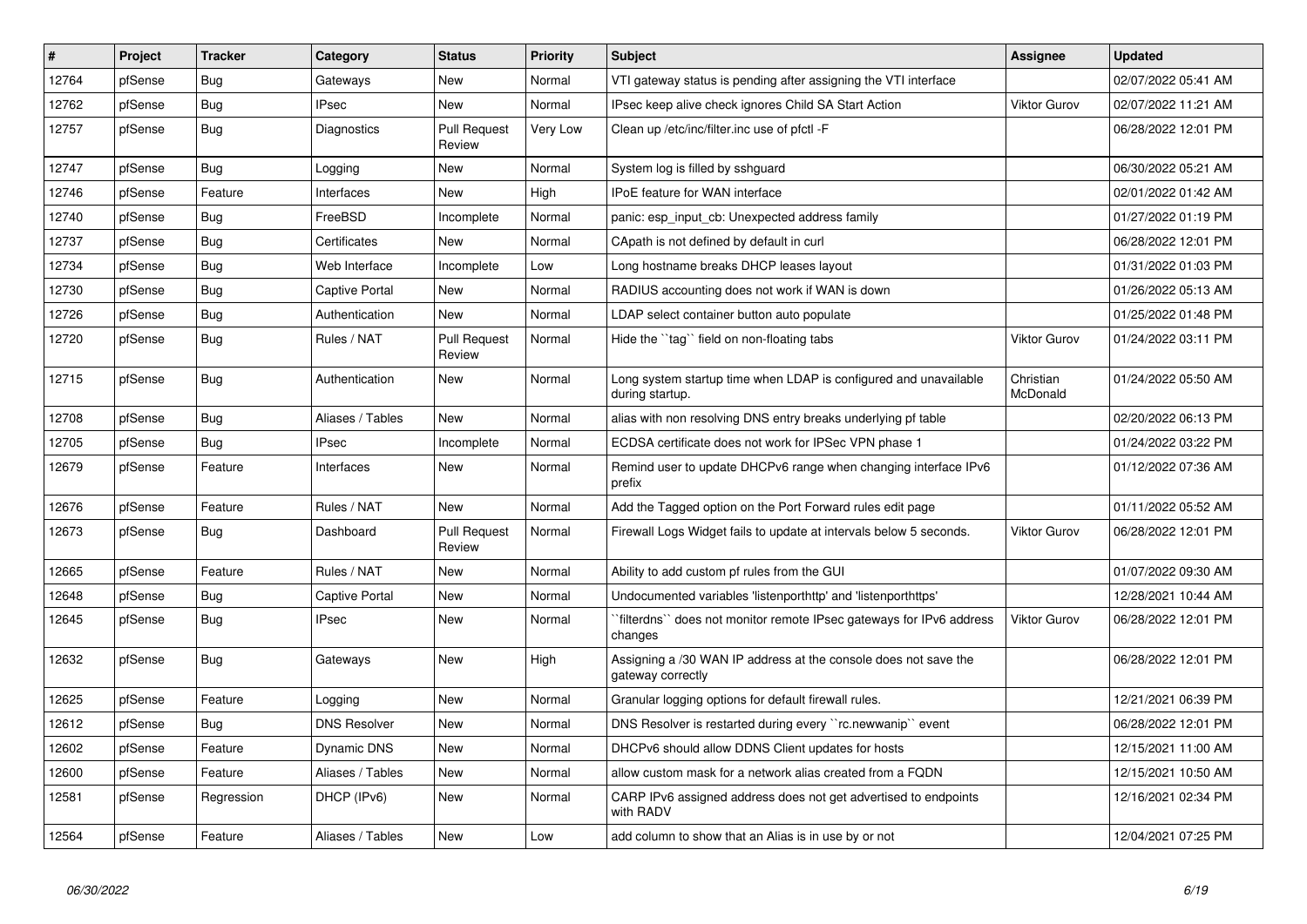| # | Project | Tracker | Category | Status | Priority | Subject | Assignee | Updated |
|---|---|---|---|---|---|---|---|---|
| 12764 | pfSense | Bug | Gateways | New | Normal | VTI gateway status is pending after assigning the VTI interface | | 02/07/2022 05:41 AM |
| 12762 | pfSense | Bug | IPsec | New | Normal | IPsec keep alive check ignores Child SA Start Action | Viktor Gurov | 02/07/2022 11:21 AM |
| 12757 | pfSense | Bug | Diagnostics | Pull Request Review | Very Low | Clean up /etc/inc/filter.inc use of pfctl -F | | 06/28/2022 12:01 PM |
| 12747 | pfSense | Bug | Logging | New | Normal | System log is filled by sshguard | | 06/30/2022 05:21 AM |
| 12746 | pfSense | Feature | Interfaces | New | High | IPoE feature for WAN interface | | 02/01/2022 01:42 AM |
| 12740 | pfSense | Bug | FreeBSD | Incomplete | Normal | panic: esp_input_cb: Unexpected address family | | 01/27/2022 01:19 PM |
| 12737 | pfSense | Bug | Certificates | New | Normal | CApath is not defined by default in curl | | 06/28/2022 12:01 PM |
| 12734 | pfSense | Bug | Web Interface | Incomplete | Low | Long hostname breaks DHCP leases layout | | 01/31/2022 01:03 PM |
| 12730 | pfSense | Bug | Captive Portal | New | Normal | RADIUS accounting does not work if WAN is down | | 01/26/2022 05:13 AM |
| 12726 | pfSense | Bug | Authentication | New | Normal | LDAP select container button auto populate | | 01/25/2022 01:48 PM |
| 12720 | pfSense | Bug | Rules / NAT | Pull Request Review | Normal | Hide the ``tag`` field on non-floating tabs | Viktor Gurov | 01/24/2022 03:11 PM |
| 12715 | pfSense | Bug | Authentication | New | Normal | Long system startup time when LDAP is configured and unavailable during startup. | Christian McDonald | 01/24/2022 05:50 AM |
| 12708 | pfSense | Bug | Aliases / Tables | New | Normal | alias with non resolving DNS entry breaks underlying pf table | | 02/20/2022 06:13 PM |
| 12705 | pfSense | Bug | IPsec | Incomplete | Normal | ECDSA certificate does not work for IPSec VPN phase 1 | | 01/24/2022 03:22 PM |
| 12679 | pfSense | Feature | Interfaces | New | Normal | Remind user to update DHCPv6 range when changing interface IPv6 prefix | | 01/12/2022 07:36 AM |
| 12676 | pfSense | Feature | Rules / NAT | New | Normal | Add the Tagged option on the Port Forward rules edit page | | 01/11/2022 05:52 AM |
| 12673 | pfSense | Bug | Dashboard | Pull Request Review | Normal | Firewall Logs Widget fails to update at intervals below 5 seconds. | Viktor Gurov | 06/28/2022 12:01 PM |
| 12665 | pfSense | Feature | Rules / NAT | New | Normal | Ability to add custom pf rules from the GUI | | 01/07/2022 09:30 AM |
| 12648 | pfSense | Bug | Captive Portal | New | Normal | Undocumented variables 'listenporthttp' and 'listenporthttps' | | 12/28/2021 10:44 AM |
| 12645 | pfSense | Bug | IPsec | New | Normal | ``filterdns`` does not monitor remote IPsec gateways for IPv6 address changes | Viktor Gurov | 06/28/2022 12:01 PM |
| 12632 | pfSense | Bug | Gateways | New | High | Assigning a /30 WAN IP address at the console does not save the gateway correctly | | 06/28/2022 12:01 PM |
| 12625 | pfSense | Feature | Logging | New | Normal | Granular logging options for default firewall rules. | | 12/21/2021 06:39 PM |
| 12612 | pfSense | Bug | DNS Resolver | New | Normal | DNS Resolver is restarted during every ``rc.newwanip`` event | | 06/28/2022 12:01 PM |
| 12602 | pfSense | Feature | Dynamic DNS | New | Normal | DHCPv6 should allow DDNS Client updates for hosts | | 12/15/2021 11:00 AM |
| 12600 | pfSense | Feature | Aliases / Tables | New | Normal | allow custom mask for a network alias created from a FQDN | | 12/15/2021 10:50 AM |
| 12581 | pfSense | Regression | DHCP (IPv6) | New | Normal | CARP IPv6 assigned address does not get advertised to endpoints with RADV | | 12/16/2021 02:34 PM |
| 12564 | pfSense | Feature | Aliases / Tables | New | Low | add column to show that an Alias is in use by or not | | 12/04/2021 07:25 PM |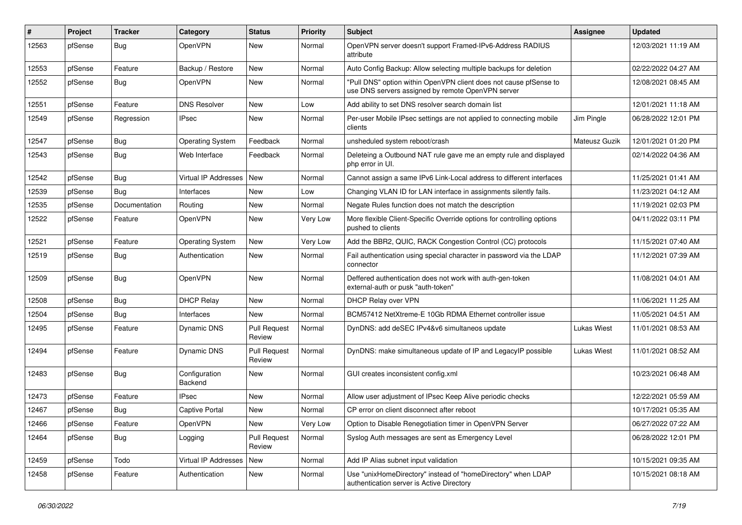| # | Project | Tracker | Category | Status | Priority | Subject | Assignee | Updated |
|---|---|---|---|---|---|---|---|---|
| 12563 | pfSense | Bug | OpenVPN | New | Normal | OpenVPN server doesn't support Framed-IPv6-Address RADIUS attribute | | 12/03/2021 11:19 AM |
| 12553 | pfSense | Feature | Backup / Restore | New | Normal | Auto Config Backup: Allow selecting multiple backups for deletion | | 02/22/2022 04:27 AM |
| 12552 | pfSense | Bug | OpenVPN | New | Normal | "Pull DNS" option within OpenVPN client does not cause pfSense to use DNS servers assigned by remote OpenVPN server | | 12/08/2021 08:45 AM |
| 12551 | pfSense | Feature | DNS Resolver | New | Low | Add ability to set DNS resolver search domain list | | 12/01/2021 11:18 AM |
| 12549 | pfSense | Regression | IPsec | New | Normal | Per-user Mobile IPsec settings are not applied to connecting mobile clients | Jim Pingle | 06/28/2022 12:01 PM |
| 12547 | pfSense | Bug | Operating System | Feedback | Normal | unsheduled system reboot/crash | Mateusz Guzik | 12/01/2021 01:20 PM |
| 12543 | pfSense | Bug | Web Interface | Feedback | Normal | Deleteing a Outbound NAT rule gave me an empty rule and displayed php error in UI. | | 02/14/2022 04:36 AM |
| 12542 | pfSense | Bug | Virtual IP Addresses | New | Normal | Cannot assign a same IPv6 Link-Local address to different interfaces | | 11/25/2021 01:41 AM |
| 12539 | pfSense | Bug | Interfaces | New | Low | Changing VLAN ID for LAN interface in assignments silently fails. | | 11/23/2021 04:12 AM |
| 12535 | pfSense | Documentation | Routing | New | Normal | Negate Rules function does not match the description | | 11/19/2021 02:03 PM |
| 12522 | pfSense | Feature | OpenVPN | New | Very Low | More flexible Client-Specific Override options for controlling options pushed to clients | | 04/11/2022 03:11 PM |
| 12521 | pfSense | Feature | Operating System | New | Very Low | Add the BBR2, QUIC, RACK Congestion Control (CC) protocols | | 11/15/2021 07:40 AM |
| 12519 | pfSense | Bug | Authentication | New | Normal | Fail authentication using special character in password via the LDAP connector | | 11/12/2021 07:39 AM |
| 12509 | pfSense | Bug | OpenVPN | New | Normal | Deffered authentication does not work with auth-gen-token external-auth or pusk "auth-token" | | 11/08/2021 04:01 AM |
| 12508 | pfSense | Bug | DHCP Relay | New | Normal | DHCP Relay over VPN | | 11/06/2021 11:25 AM |
| 12504 | pfSense | Bug | Interfaces | New | Normal | BCM57412 NetXtreme-E 10Gb RDMA Ethernet controller issue | | 11/05/2021 04:51 AM |
| 12495 | pfSense | Feature | Dynamic DNS | Pull Request Review | Normal | DynDNS: add deSEC IPv4&v6 simultaneos update | Lukas Wiest | 11/01/2021 08:53 AM |
| 12494 | pfSense | Feature | Dynamic DNS | Pull Request Review | Normal | DynDNS: make simultaneous update of IP and LegacyIP possible | Lukas Wiest | 11/01/2021 08:52 AM |
| 12483 | pfSense | Bug | Configuration Backend | New | Normal | GUI creates inconsistent config.xml | | 10/23/2021 06:48 AM |
| 12473 | pfSense | Feature | IPsec | New | Normal | Allow user adjustment of IPsec Keep Alive periodic checks | | 12/22/2021 05:59 AM |
| 12467 | pfSense | Bug | Captive Portal | New | Normal | CP error on client disconnect after reboot | | 10/17/2021 05:35 AM |
| 12466 | pfSense | Feature | OpenVPN | New | Very Low | Option to Disable Renegotiation timer in OpenVPN Server | | 06/27/2022 07:22 AM |
| 12464 | pfSense | Bug | Logging | Pull Request Review | Normal | Syslog Auth messages are sent as Emergency Level | | 06/28/2022 12:01 PM |
| 12459 | pfSense | Todo | Virtual IP Addresses | New | Normal | Add IP Alias subnet input validation | | 10/15/2021 09:35 AM |
| 12458 | pfSense | Feature | Authentication | New | Normal | Use "unixHomeDirectory" instead of "homeDirectory" when LDAP authentication server is Active Directory | | 10/15/2021 08:18 AM |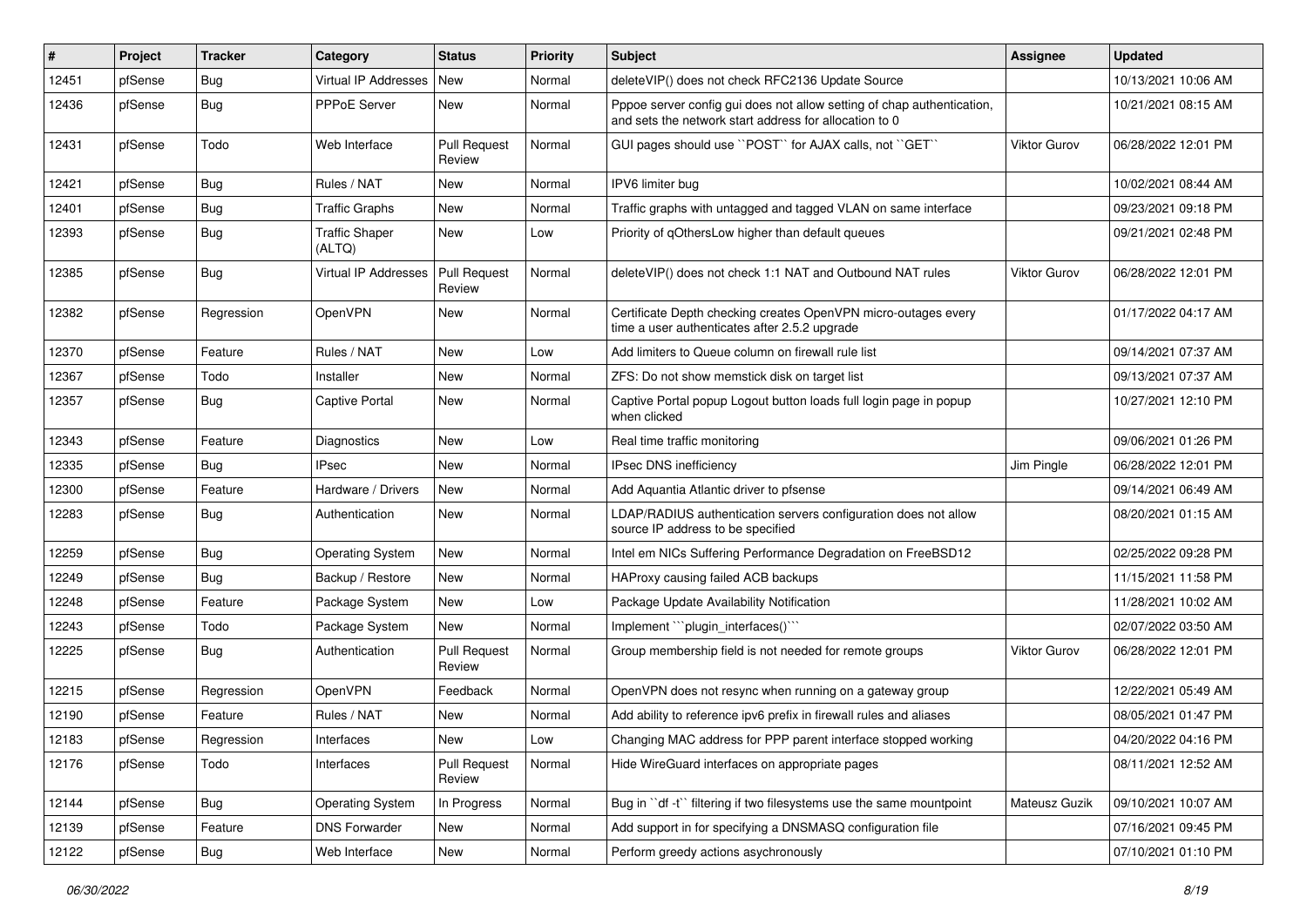| # | Project | Tracker | Category | Status | Priority | Subject | Assignee | Updated |
|---|---|---|---|---|---|---|---|---|
| 12451 | pfSense | Bug | Virtual IP Addresses | New | Normal | deleteVIP() does not check RFC2136 Update Source | | 10/13/2021 10:06 AM |
| 12436 | pfSense | Bug | PPPoE Server | New | Normal | Pppoe server config gui does not allow setting of chap authentication, and sets the network start address for allocation to 0 | | 10/21/2021 08:15 AM |
| 12431 | pfSense | Todo | Web Interface | Pull Request Review | Normal | GUI pages should use ``POST`` for AJAX calls, not ``GET`` | Viktor Gurov | 06/28/2022 12:01 PM |
| 12421 | pfSense | Bug | Rules / NAT | New | Normal | IPV6 limiter bug | | 10/02/2021 08:44 AM |
| 12401 | pfSense | Bug | Traffic Graphs | New | Normal | Traffic graphs with untagged and tagged VLAN on same interface | | 09/23/2021 09:18 PM |
| 12393 | pfSense | Bug | Traffic Shaper (ALTQ) | New | Low | Priority of qOthersLow higher than default queues | | 09/21/2021 02:48 PM |
| 12385 | pfSense | Bug | Virtual IP Addresses | Pull Request Review | Normal | deleteVIP() does not check 1:1 NAT and Outbound NAT rules | Viktor Gurov | 06/28/2022 12:01 PM |
| 12382 | pfSense | Regression | OpenVPN | New | Normal | Certificate Depth checking creates OpenVPN micro-outages every time a user authenticates after 2.5.2 upgrade | | 01/17/2022 04:17 AM |
| 12370 | pfSense | Feature | Rules / NAT | New | Low | Add limiters to Queue column on firewall rule list | | 09/14/2021 07:37 AM |
| 12367 | pfSense | Todo | Installer | New | Normal | ZFS: Do not show memstick disk on target list | | 09/13/2021 07:37 AM |
| 12357 | pfSense | Bug | Captive Portal | New | Normal | Captive Portal popup Logout button loads full login page in popup when clicked | | 10/27/2021 12:10 PM |
| 12343 | pfSense | Feature | Diagnostics | New | Low | Real time traffic monitoring | | 09/06/2021 01:26 PM |
| 12335 | pfSense | Bug | IPsec | New | Normal | IPsec DNS inefficiency | Jim Pingle | 06/28/2022 12:01 PM |
| 12300 | pfSense | Feature | Hardware / Drivers | New | Normal | Add Aquantia Atlantic driver to pfsense | | 09/14/2021 06:49 AM |
| 12283 | pfSense | Bug | Authentication | New | Normal | LDAP/RADIUS authentication servers configuration does not allow source IP address to be specified | | 08/20/2021 01:15 AM |
| 12259 | pfSense | Bug | Operating System | New | Normal | Intel em NICs Suffering Performance Degradation on FreeBSD12 | | 02/25/2022 09:28 PM |
| 12249 | pfSense | Bug | Backup / Restore | New | Normal | HAProxy causing failed ACB backups | | 11/15/2021 11:58 PM |
| 12248 | pfSense | Feature | Package System | New | Low | Package Update Availability Notification | | 11/28/2021 10:02 AM |
| 12243 | pfSense | Todo | Package System | New | Normal | Implement ```plugin_interfaces()``` | | 02/07/2022 03:50 AM |
| 12225 | pfSense | Bug | Authentication | Pull Request Review | Normal | Group membership field is not needed for remote groups | Viktor Gurov | 06/28/2022 12:01 PM |
| 12215 | pfSense | Regression | OpenVPN | Feedback | Normal | OpenVPN does not resync when running on a gateway group | | 12/22/2021 05:49 AM |
| 12190 | pfSense | Feature | Rules / NAT | New | Normal | Add ability to reference ipv6 prefix in firewall rules and aliases | | 08/05/2021 01:47 PM |
| 12183 | pfSense | Regression | Interfaces | New | Low | Changing MAC address for PPP parent interface stopped working | | 04/20/2022 04:16 PM |
| 12176 | pfSense | Todo | Interfaces | Pull Request Review | Normal | Hide WireGuard interfaces on appropriate pages | | 08/11/2021 12:52 AM |
| 12144 | pfSense | Bug | Operating System | In Progress | Normal | Bug in ``df -t`` filtering if two filesystems use the same mountpoint | Mateusz Guzik | 09/10/2021 10:07 AM |
| 12139 | pfSense | Feature | DNS Forwarder | New | Normal | Add support in for specifying a DNSMASQ configuration file | | 07/16/2021 09:45 PM |
| 12122 | pfSense | Bug | Web Interface | New | Normal | Perform greedy actions asychronously | | 07/10/2021 01:10 PM |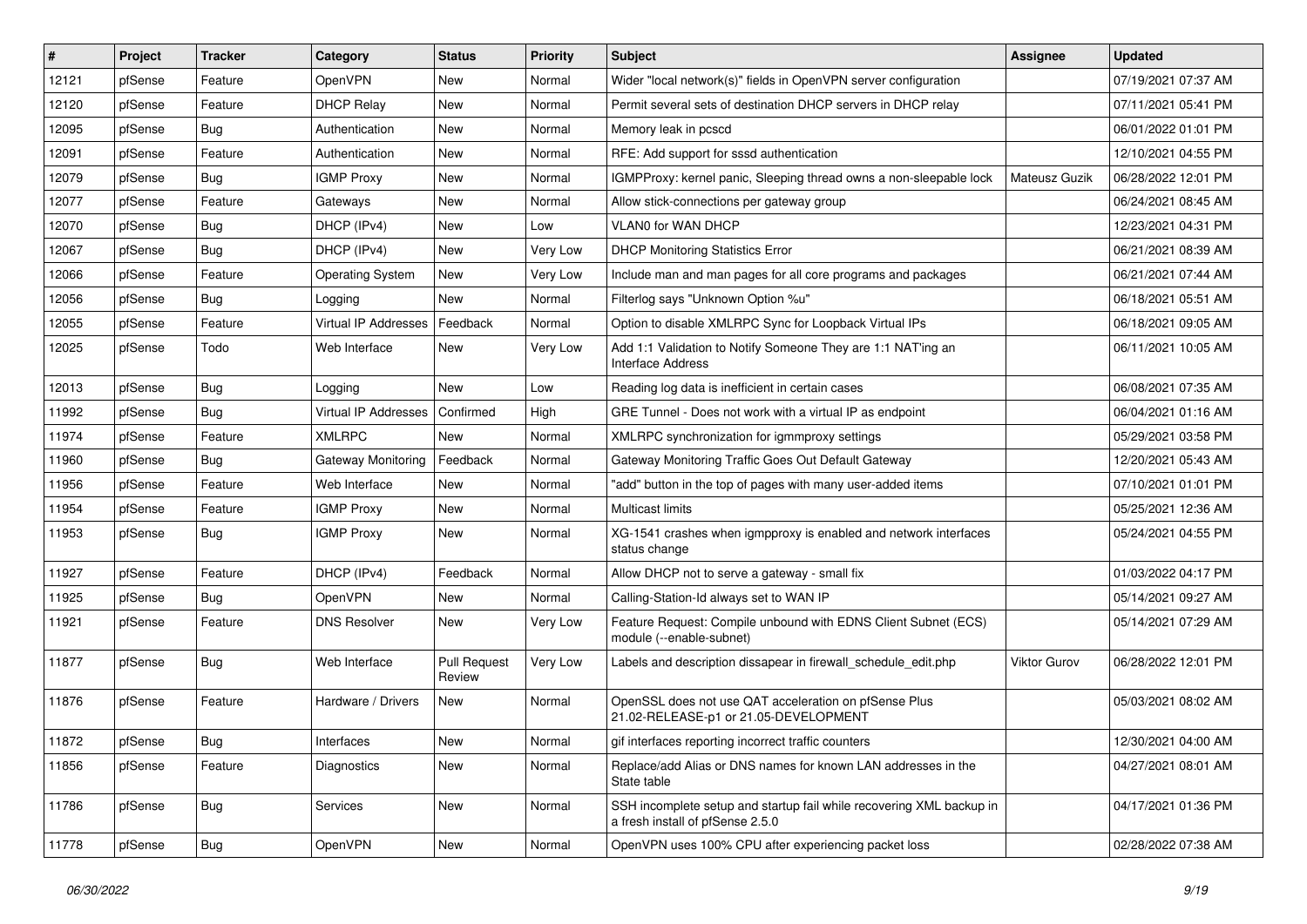| # | Project | Tracker | Category | Status | Priority | Subject | Assignee | Updated |
|---|---|---|---|---|---|---|---|---|
| 12121 | pfSense | Feature | OpenVPN | New | Normal | Wider "local network(s)" fields in OpenVPN server configuration | | 07/19/2021 07:37 AM |
| 12120 | pfSense | Feature | DHCP Relay | New | Normal | Permit several sets of destination DHCP servers in DHCP relay | | 07/11/2021 05:41 PM |
| 12095 | pfSense | Bug | Authentication | New | Normal | Memory leak in pcscd | | 06/01/2022 01:01 PM |
| 12091 | pfSense | Feature | Authentication | New | Normal | RFE: Add support for sssd authentication | | 12/10/2021 04:55 PM |
| 12079 | pfSense | Bug | IGMP Proxy | New | Normal | IGMPProxy: kernel panic, Sleeping thread owns a non-sleepable lock | Mateusz Guzik | 06/28/2022 12:01 PM |
| 12077 | pfSense | Feature | Gateways | New | Normal | Allow stick-connections per gateway group | | 06/24/2021 08:45 AM |
| 12070 | pfSense | Bug | DHCP (IPv4) | New | Low | VLAN0 for WAN DHCP | | 12/23/2021 04:31 PM |
| 12067 | pfSense | Bug | DHCP (IPv4) | New | Very Low | DHCP Monitoring Statistics Error | | 06/21/2021 08:39 AM |
| 12066 | pfSense | Feature | Operating System | New | Very Low | Include man and man pages for all core programs and packages | | 06/21/2021 07:44 AM |
| 12056 | pfSense | Bug | Logging | New | Normal | Filterlog says "Unknown Option %u" | | 06/18/2021 05:51 AM |
| 12055 | pfSense | Feature | Virtual IP Addresses | Feedback | Normal | Option to disable XMLRPC Sync for Loopback Virtual IPs | | 06/18/2021 09:05 AM |
| 12025 | pfSense | Todo | Web Interface | New | Very Low | Add 1:1 Validation to Notify Someone They are 1:1 NAT'ing an Interface Address | | 06/11/2021 10:05 AM |
| 12013 | pfSense | Bug | Logging | New | Low | Reading log data is inefficient in certain cases | | 06/08/2021 07:35 AM |
| 11992 | pfSense | Bug | Virtual IP Addresses | Confirmed | High | GRE Tunnel - Does not work with a virtual IP as endpoint | | 06/04/2021 01:16 AM |
| 11974 | pfSense | Feature | XMLRPC | New | Normal | XMLRPC synchronization for igmmproxy settings | | 05/29/2021 03:58 PM |
| 11960 | pfSense | Bug | Gateway Monitoring | Feedback | Normal | Gateway Monitoring Traffic Goes Out Default Gateway | | 12/20/2021 05:43 AM |
| 11956 | pfSense | Feature | Web Interface | New | Normal | "add" button in the top of pages with many user-added items | | 07/10/2021 01:01 PM |
| 11954 | pfSense | Feature | IGMP Proxy | New | Normal | Multicast limits | | 05/25/2021 12:36 AM |
| 11953 | pfSense | Bug | IGMP Proxy | New | Normal | XG-1541 crashes when igmpproxy is enabled and network interfaces status change | | 05/24/2021 04:55 PM |
| 11927 | pfSense | Feature | DHCP (IPv4) | Feedback | Normal | Allow DHCP not to serve a gateway - small fix | | 01/03/2022 04:17 PM |
| 11925 | pfSense | Bug | OpenVPN | New | Normal | Calling-Station-Id always set to WAN IP | | 05/14/2021 09:27 AM |
| 11921 | pfSense | Feature | DNS Resolver | New | Very Low | Feature Request: Compile unbound with EDNS Client Subnet (ECS) module (--enable-subnet) | | 05/14/2021 07:29 AM |
| 11877 | pfSense | Bug | Web Interface | Pull Request Review | Very Low | Labels and description dissapear in firewall_schedule_edit.php | Viktor Gurov | 06/28/2022 12:01 PM |
| 11876 | pfSense | Feature | Hardware / Drivers | New | Normal | OpenSSL does not use QAT acceleration on pfSense Plus 21.02-RELEASE-p1 or 21.05-DEVELOPMENT | | 05/03/2021 08:02 AM |
| 11872 | pfSense | Bug | Interfaces | New | Normal | gif interfaces reporting incorrect traffic counters | | 12/30/2021 04:00 AM |
| 11856 | pfSense | Feature | Diagnostics | New | Normal | Replace/add Alias or DNS names for known LAN addresses in the State table | | 04/27/2021 08:01 AM |
| 11786 | pfSense | Bug | Services | New | Normal | SSH incomplete setup and startup fail while recovering XML backup in a fresh install of pfSense 2.5.0 | | 04/17/2021 01:36 PM |
| 11778 | pfSense | Bug | OpenVPN | New | Normal | OpenVPN uses 100% CPU after experiencing packet loss | | 02/28/2022 07:38 AM |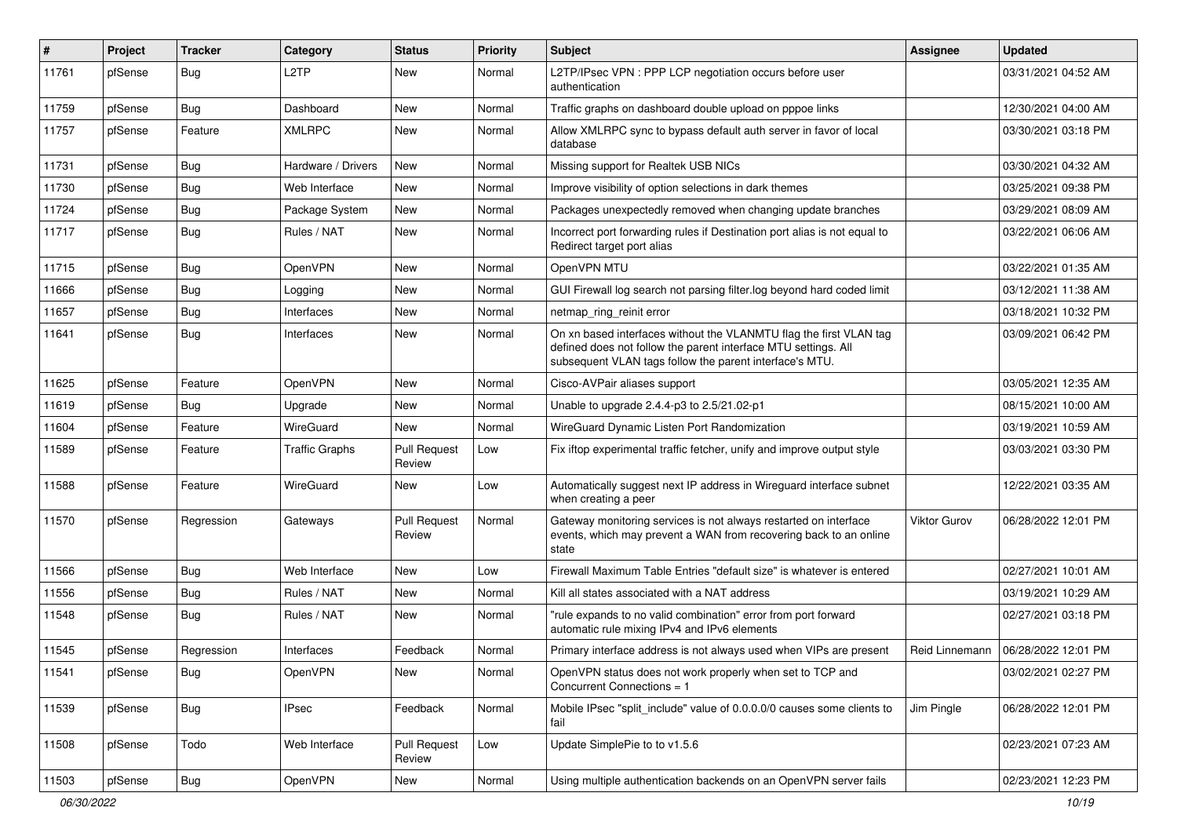| # | Project | Tracker | Category | Status | Priority | Subject | Assignee | Updated |
|---|---|---|---|---|---|---|---|---|
| 11761 | pfSense | Bug | L2TP | New | Normal | L2TP/IPsec VPN : PPP LCP negotiation occurs before user authentication | | 03/31/2021 04:52 AM |
| 11759 | pfSense | Bug | Dashboard | New | Normal | Traffic graphs on dashboard double upload on pppoe links | | 12/30/2021 04:00 AM |
| 11757 | pfSense | Feature | XMLRPC | New | Normal | Allow XMLRPC sync to bypass default auth server in favor of local database | | 03/30/2021 03:18 PM |
| 11731 | pfSense | Bug | Hardware / Drivers | New | Normal | Missing support for Realtek USB NICs | | 03/30/2021 04:32 AM |
| 11730 | pfSense | Bug | Web Interface | New | Normal | Improve visibility of option selections in dark themes | | 03/25/2021 09:38 PM |
| 11724 | pfSense | Bug | Package System | New | Normal | Packages unexpectedly removed when changing update branches | | 03/29/2021 08:09 AM |
| 11717 | pfSense | Bug | Rules / NAT | New | Normal | Incorrect port forwarding rules if Destination port alias is not equal to Redirect target port alias | | 03/22/2021 06:06 AM |
| 11715 | pfSense | Bug | OpenVPN | New | Normal | OpenVPN MTU | | 03/22/2021 01:35 AM |
| 11666 | pfSense | Bug | Logging | New | Normal | GUI Firewall log search not parsing filter.log beyond hard coded limit | | 03/12/2021 11:38 AM |
| 11657 | pfSense | Bug | Interfaces | New | Normal | netmap_ring_reinit error | | 03/18/2021 10:32 PM |
| 11641 | pfSense | Bug | Interfaces | New | Normal | On xn based interfaces without the VLANMTU flag the first VLAN tag defined does not follow the parent interface MTU settings. All subsequent VLAN tags follow the parent interface's MTU. | | 03/09/2021 06:42 PM |
| 11625 | pfSense | Feature | OpenVPN | New | Normal | Cisco-AVPair aliases support | | 03/05/2021 12:35 AM |
| 11619 | pfSense | Bug | Upgrade | New | Normal | Unable to upgrade 2.4.4-p3 to 2.5/21.02-p1 | | 08/15/2021 10:00 AM |
| 11604 | pfSense | Feature | WireGuard | New | Normal | WireGuard Dynamic Listen Port Randomization | | 03/19/2021 10:59 AM |
| 11589 | pfSense | Feature | Traffic Graphs | Pull Request Review | Low | Fix iftop experimental traffic fetcher, unify and improve output style | | 03/03/2021 03:30 PM |
| 11588 | pfSense | Feature | WireGuard | New | Low | Automatically suggest next IP address in Wireguard interface subnet when creating a peer | | 12/22/2021 03:35 AM |
| 11570 | pfSense | Regression | Gateways | Pull Request Review | Normal | Gateway monitoring services is not always restarted on interface events, which may prevent a WAN from recovering back to an online state | Viktor Gurov | 06/28/2022 12:01 PM |
| 11566 | pfSense | Bug | Web Interface | New | Low | Firewall Maximum Table Entries "default size" is whatever is entered | | 02/27/2021 10:01 AM |
| 11556 | pfSense | Bug | Rules / NAT | New | Normal | Kill all states associated with a NAT address | | 03/19/2021 10:29 AM |
| 11548 | pfSense | Bug | Rules / NAT | New | Normal | "rule expands to no valid combination" error from port forward automatic rule mixing IPv4 and IPv6 elements | | 02/27/2021 03:18 PM |
| 11545 | pfSense | Regression | Interfaces | Feedback | Normal | Primary interface address is not always used when VIPs are present | Reid Linnemann | 06/28/2022 12:01 PM |
| 11541 | pfSense | Bug | OpenVPN | New | Normal | OpenVPN status does not work properly when set to TCP and Concurrent Connections = 1 | | 03/02/2021 02:27 PM |
| 11539 | pfSense | Bug | IPsec | Feedback | Normal | Mobile IPsec "split_include" value of 0.0.0.0/0 causes some clients to fail | Jim Pingle | 06/28/2022 12:01 PM |
| 11508 | pfSense | Todo | Web Interface | Pull Request Review | Low | Update SimplePie to to v1.5.6 | | 02/23/2021 07:23 AM |
| 11503 | pfSense | Bug | OpenVPN | New | Normal | Using multiple authentication backends on an OpenVPN server fails | | 02/23/2021 12:23 PM |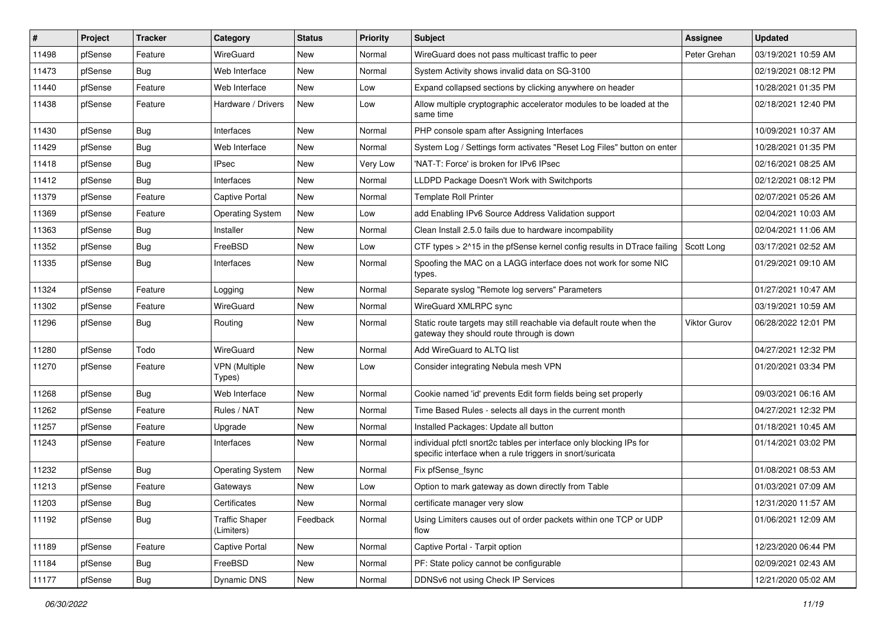| # | Project | Tracker | Category | Status | Priority | Subject | Assignee | Updated |
|---|---|---|---|---|---|---|---|---|
| 11498 | pfSense | Feature | WireGuard | New | Normal | WireGuard does not pass multicast traffic to peer | Peter Grehan | 03/19/2021 10:59 AM |
| 11473 | pfSense | Bug | Web Interface | New | Normal | System Activity shows invalid data on SG-3100 | | 02/19/2021 08:12 PM |
| 11440 | pfSense | Feature | Web Interface | New | Low | Expand collapsed sections by clicking anywhere on header | | 10/28/2021 01:35 PM |
| 11438 | pfSense | Feature | Hardware / Drivers | New | Low | Allow multiple cryptographic accelerator modules to be loaded at the same time | | 02/18/2021 12:40 PM |
| 11430 | pfSense | Bug | Interfaces | New | Normal | PHP console spam after Assigning Interfaces | | 10/09/2021 10:37 AM |
| 11429 | pfSense | Bug | Web Interface | New | Normal | System Log / Settings form activates "Reset Log Files" button on enter | | 10/28/2021 01:35 PM |
| 11418 | pfSense | Bug | IPsec | New | Very Low | 'NAT-T: Force' is broken for IPv6 IPsec | | 02/16/2021 08:25 AM |
| 11412 | pfSense | Bug | Interfaces | New | Normal | LLDPD Package Doesn't Work with Switchports | | 02/12/2021 08:12 PM |
| 11379 | pfSense | Feature | Captive Portal | New | Normal | Template Roll Printer | | 02/07/2021 05:26 AM |
| 11369 | pfSense | Feature | Operating System | New | Low | add Enabling IPv6 Source Address Validation support | | 02/04/2021 10:03 AM |
| 11363 | pfSense | Bug | Installer | New | Normal | Clean Install 2.5.0 fails due to hardware incompability | | 02/04/2021 11:06 AM |
| 11352 | pfSense | Bug | FreeBSD | New | Low | CTF types > 2^15 in the pfSense kernel config results in DTrace failing | Scott Long | 03/17/2021 02:52 AM |
| 11335 | pfSense | Bug | Interfaces | New | Normal | Spoofing the MAC on a LAGG interface does not work for some NIC types. | | 01/29/2021 09:10 AM |
| 11324 | pfSense | Feature | Logging | New | Normal | Separate syslog "Remote log servers" Parameters | | 01/27/2021 10:47 AM |
| 11302 | pfSense | Feature | WireGuard | New | Normal | WireGuard XMLRPC sync | | 03/19/2021 10:59 AM |
| 11296 | pfSense | Bug | Routing | New | Normal | Static route targets may still reachable via default route when the gateway they should route through is down | Viktor Gurov | 06/28/2022 12:01 PM |
| 11280 | pfSense | Todo | WireGuard | New | Normal | Add WireGuard to ALTQ list | | 04/27/2021 12:32 PM |
| 11270 | pfSense | Feature | VPN (Multiple Types) | New | Low | Consider integrating Nebula mesh VPN | | 01/20/2021 03:34 PM |
| 11268 | pfSense | Bug | Web Interface | New | Normal | Cookie named 'id' prevents Edit form fields being set properly | | 09/03/2021 06:16 AM |
| 11262 | pfSense | Feature | Rules / NAT | New | Normal | Time Based Rules - selects all days in the current month | | 04/27/2021 12:32 PM |
| 11257 | pfSense | Feature | Upgrade | New | Normal | Installed Packages: Update all button | | 01/18/2021 10:45 AM |
| 11243 | pfSense | Feature | Interfaces | New | Normal | individual pfctl snort2c tables per interface only blocking IPs for specific interface when a rule triggers in snort/suricata | | 01/14/2021 03:02 PM |
| 11232 | pfSense | Bug | Operating System | New | Normal | Fix pfSense_fsync | | 01/08/2021 08:53 AM |
| 11213 | pfSense | Feature | Gateways | New | Low | Option to mark gateway as down directly from Table | | 01/03/2021 07:09 AM |
| 11203 | pfSense | Bug | Certificates | New | Normal | certificate manager very slow | | 12/31/2020 11:57 AM |
| 11192 | pfSense | Bug | Traffic Shaper (Limiters) | Feedback | Normal | Using Limiters causes out of order packets within one TCP or UDP flow | | 01/06/2021 12:09 AM |
| 11189 | pfSense | Feature | Captive Portal | New | Normal | Captive Portal - Tarpit option | | 12/23/2020 06:44 PM |
| 11184 | pfSense | Bug | FreeBSD | New | Normal | PF: State policy cannot be configurable | | 02/09/2021 02:43 AM |
| 11177 | pfSense | Bug | Dynamic DNS | New | Normal | DDNSv6 not using Check IP Services | | 12/21/2020 05:02 AM |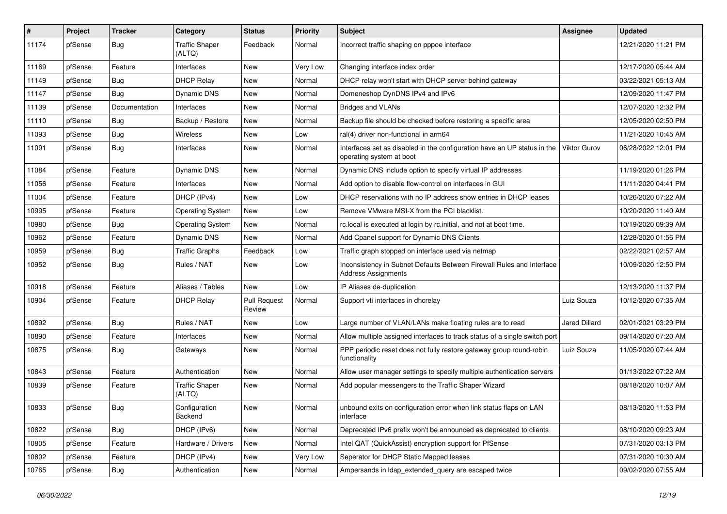| # | Project | Tracker | Category | Status | Priority | Subject | Assignee | Updated |
|---|---|---|---|---|---|---|---|---|
| 11174 | pfSense | Bug | Traffic Shaper (ALTQ) | Feedback | Normal | Incorrect traffic shaping on pppoe interface | | 12/21/2020 11:21 PM |
| 11169 | pfSense | Feature | Interfaces | New | Very Low | Changing interface index order | | 12/17/2020 05:44 AM |
| 11149 | pfSense | Bug | DHCP Relay | New | Normal | DHCP relay won't start with DHCP server behind gateway | | 03/22/2021 05:13 AM |
| 11147 | pfSense | Bug | Dynamic DNS | New | Normal | Domeneshop DynDNS IPv4 and IPv6 | | 12/09/2020 11:47 PM |
| 11139 | pfSense | Documentation | Interfaces | New | Normal | Bridges and VLANs | | 12/07/2020 12:32 PM |
| 11110 | pfSense | Bug | Backup / Restore | New | Normal | Backup file should be checked before restoring a specific area | | 12/05/2020 02:50 PM |
| 11093 | pfSense | Bug | Wireless | New | Low | ral(4) driver non-functional in arm64 | | 11/21/2020 10:45 AM |
| 11091 | pfSense | Bug | Interfaces | New | Normal | Interfaces set as disabled in the configuration have an UP status in the operating system at boot | Viktor Gurov | 06/28/2022 12:01 PM |
| 11084 | pfSense | Feature | Dynamic DNS | New | Normal | Dynamic DNS include option to specify virtual IP addresses | | 11/19/2020 01:26 PM |
| 11056 | pfSense | Feature | Interfaces | New | Normal | Add option to disable flow-control on interfaces in GUI | | 11/11/2020 04:41 PM |
| 11004 | pfSense | Feature | DHCP (IPv4) | New | Low | DHCP reservations with no IP address show entries in DHCP leases | | 10/26/2020 07:22 AM |
| 10995 | pfSense | Feature | Operating System | New | Low | Remove VMware MSI-X from the PCI blacklist. | | 10/20/2020 11:40 AM |
| 10980 | pfSense | Bug | Operating System | New | Normal | rc.local is executed at login by rc.initial, and not at boot time. | | 10/19/2020 09:39 AM |
| 10962 | pfSense | Feature | Dynamic DNS | New | Normal | Add Cpanel support for Dynamic DNS Clients | | 12/28/2020 01:56 PM |
| 10959 | pfSense | Bug | Traffic Graphs | Feedback | Low | Traffic graph stopped on interface used via netmap | | 02/22/2021 02:57 AM |
| 10952 | pfSense | Bug | Rules / NAT | New | Low | Inconsistency in Subnet Defaults Between Firewall Rules and Interface Address Assignments | | 10/09/2020 12:50 PM |
| 10918 | pfSense | Feature | Aliases / Tables | New | Low | IP Aliases de-duplication | | 12/13/2020 11:37 PM |
| 10904 | pfSense | Feature | DHCP Relay | Pull Request Review | Normal | Support vti interfaces in dhcrelay | Luiz Souza | 10/12/2020 07:35 AM |
| 10892 | pfSense | Bug | Rules / NAT | New | Low | Large number of VLAN/LANs make floating rules are to read | Jared Dillard | 02/01/2021 03:29 PM |
| 10890 | pfSense | Feature | Interfaces | New | Normal | Allow multiple assigned interfaces to track status of a single switch port | | 09/14/2020 07:20 AM |
| 10875 | pfSense | Bug | Gateways | New | Normal | PPP periodic reset does not fully restore gateway group round-robin functionality | Luiz Souza | 11/05/2020 07:44 AM |
| 10843 | pfSense | Feature | Authentication | New | Normal | Allow user manager settings to specify multiple authentication servers | | 01/13/2022 07:22 AM |
| 10839 | pfSense | Feature | Traffic Shaper (ALTQ) | New | Normal | Add popular messengers to the Traffic Shaper Wizard | | 08/18/2020 10:07 AM |
| 10833 | pfSense | Bug | Configuration Backend | New | Normal | unbound exits on configuration error when link status flaps on LAN interface | | 08/13/2020 11:53 PM |
| 10822 | pfSense | Bug | DHCP (IPv6) | New | Normal | Deprecated IPv6 prefix won't be announced as deprecated to clients | | 08/10/2020 09:23 AM |
| 10805 | pfSense | Feature | Hardware / Drivers | New | Normal | Intel QAT (QuickAssist) encryption support for PfSense | | 07/31/2020 03:13 PM |
| 10802 | pfSense | Feature | DHCP (IPv4) | New | Very Low | Seperator for DHCP Static Mapped leases | | 07/31/2020 10:30 AM |
| 10765 | pfSense | Bug | Authentication | New | Normal | Ampersands in ldap_extended_query are escaped twice | | 09/02/2020 07:55 AM |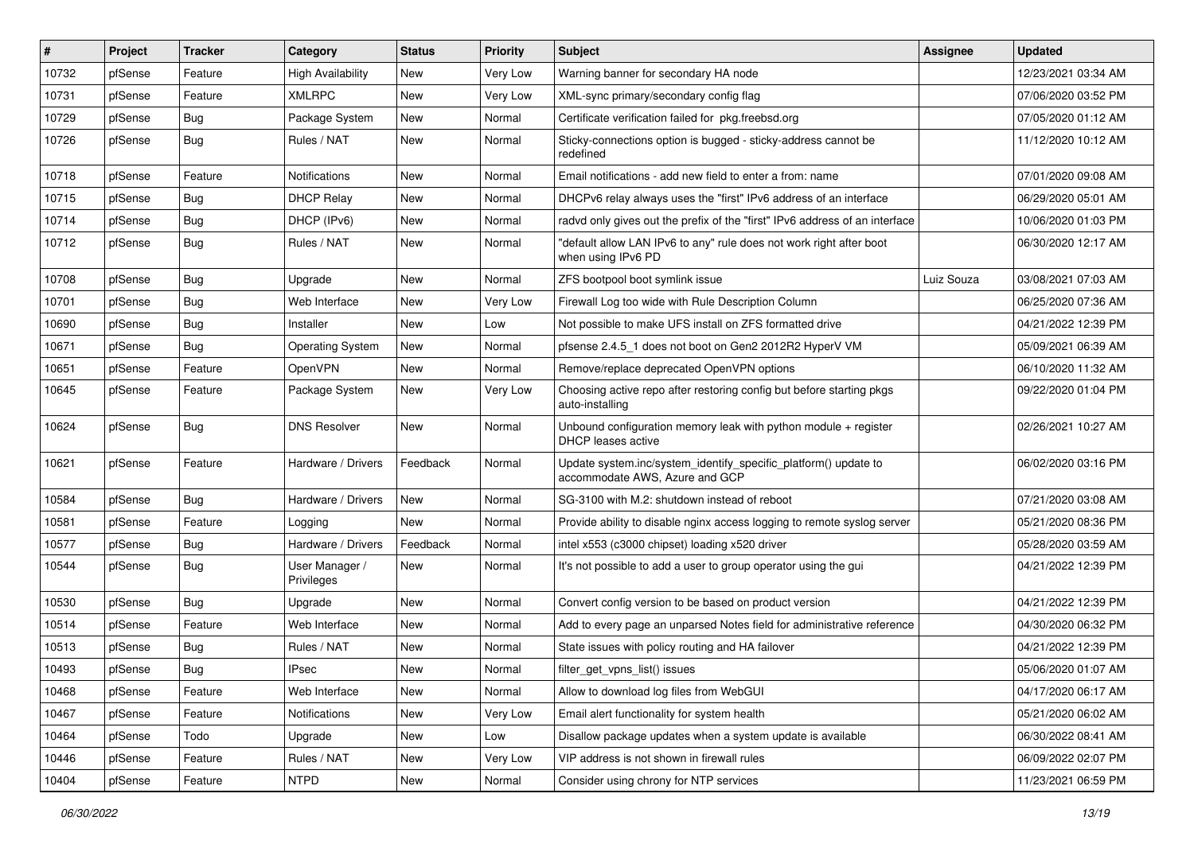| # | Project | Tracker | Category | Status | Priority | Subject | Assignee | Updated |
|---|---|---|---|---|---|---|---|---|
| 10732 | pfSense | Feature | High Availability | New | Very Low | Warning banner for secondary HA node | | 12/23/2021 03:34 AM |
| 10731 | pfSense | Feature | XMLRPC | New | Very Low | XML-sync primary/secondary config flag | | 07/06/2020 03:52 PM |
| 10729 | pfSense | Bug | Package System | New | Normal | Certificate verification failed for pkg.freebsd.org | | 07/05/2020 01:12 AM |
| 10726 | pfSense | Bug | Rules / NAT | New | Normal | Sticky-connections option is bugged - sticky-address cannot be redefined | | 11/12/2020 10:12 AM |
| 10718 | pfSense | Feature | Notifications | New | Normal | Email notifications - add new field to enter a from: name | | 07/01/2020 09:08 AM |
| 10715 | pfSense | Bug | DHCP Relay | New | Normal | DHCPv6 relay always uses the "first" IPv6 address of an interface | | 06/29/2020 05:01 AM |
| 10714 | pfSense | Bug | DHCP (IPv6) | New | Normal | radvd only gives out the prefix of the "first" IPv6 address of an interface | | 10/06/2020 01:03 PM |
| 10712 | pfSense | Bug | Rules / NAT | New | Normal | "default allow LAN IPv6 to any" rule does not work right after boot when using IPv6 PD | | 06/30/2020 12:17 AM |
| 10708 | pfSense | Bug | Upgrade | New | Normal | ZFS bootpool boot symlink issue | Luiz Souza | 03/08/2021 07:03 AM |
| 10701 | pfSense | Bug | Web Interface | New | Very Low | Firewall Log too wide with Rule Description Column | | 06/25/2020 07:36 AM |
| 10690 | pfSense | Bug | Installer | New | Low | Not possible to make UFS install on ZFS formatted drive | | 04/21/2022 12:39 PM |
| 10671 | pfSense | Bug | Operating System | New | Normal | pfsense 2.4.5_1 does not boot on Gen2 2012R2 HyperV VM | | 05/09/2021 06:39 AM |
| 10651 | pfSense | Feature | OpenVPN | New | Normal | Remove/replace deprecated OpenVPN options | | 06/10/2020 11:32 AM |
| 10645 | pfSense | Feature | Package System | New | Very Low | Choosing active repo after restoring config but before starting pkgs auto-installing | | 09/22/2020 01:04 PM |
| 10624 | pfSense | Bug | DNS Resolver | New | Normal | Unbound configuration memory leak with python module + register DHCP leases active | | 02/26/2021 10:27 AM |
| 10621 | pfSense | Feature | Hardware / Drivers | Feedback | Normal | Update system.inc/system_identify_specific_platform() update to accommodate AWS, Azure and GCP | | 06/02/2020 03:16 PM |
| 10584 | pfSense | Bug | Hardware / Drivers | New | Normal | SG-3100 with M.2: shutdown instead of reboot | | 07/21/2020 03:08 AM |
| 10581 | pfSense | Feature | Logging | New | Normal | Provide ability to disable nginx access logging to remote syslog server | | 05/21/2020 08:36 PM |
| 10577 | pfSense | Bug | Hardware / Drivers | Feedback | Normal | intel x553 (c3000 chipset) loading x520 driver | | 05/28/2020 03:59 AM |
| 10544 | pfSense | Bug | User Manager / Privileges | New | Normal | It's not possible to add a user to group operator using the gui | | 04/21/2022 12:39 PM |
| 10530 | pfSense | Bug | Upgrade | New | Normal | Convert config version to be based on product version | | 04/21/2022 12:39 PM |
| 10514 | pfSense | Feature | Web Interface | New | Normal | Add to every page an unparsed Notes field for administrative reference | | 04/30/2020 06:32 PM |
| 10513 | pfSense | Bug | Rules / NAT | New | Normal | State issues with policy routing and HA failover | | 04/21/2022 12:39 PM |
| 10493 | pfSense | Bug | IPsec | New | Normal | filter_get_vpns_list() issues | | 05/06/2020 01:07 AM |
| 10468 | pfSense | Feature | Web Interface | New | Normal | Allow to download log files from WebGUI | | 04/17/2020 06:17 AM |
| 10467 | pfSense | Feature | Notifications | New | Very Low | Email alert functionality for system health | | 05/21/2020 06:02 AM |
| 10464 | pfSense | Todo | Upgrade | New | Low | Disallow package updates when a system update is available | | 06/30/2022 08:41 AM |
| 10446 | pfSense | Feature | Rules / NAT | New | Very Low | VIP address is not shown in firewall rules | | 06/09/2022 02:07 PM |
| 10404 | pfSense | Feature | NTPD | New | Normal | Consider using chrony for NTP services | | 11/23/2021 06:59 PM |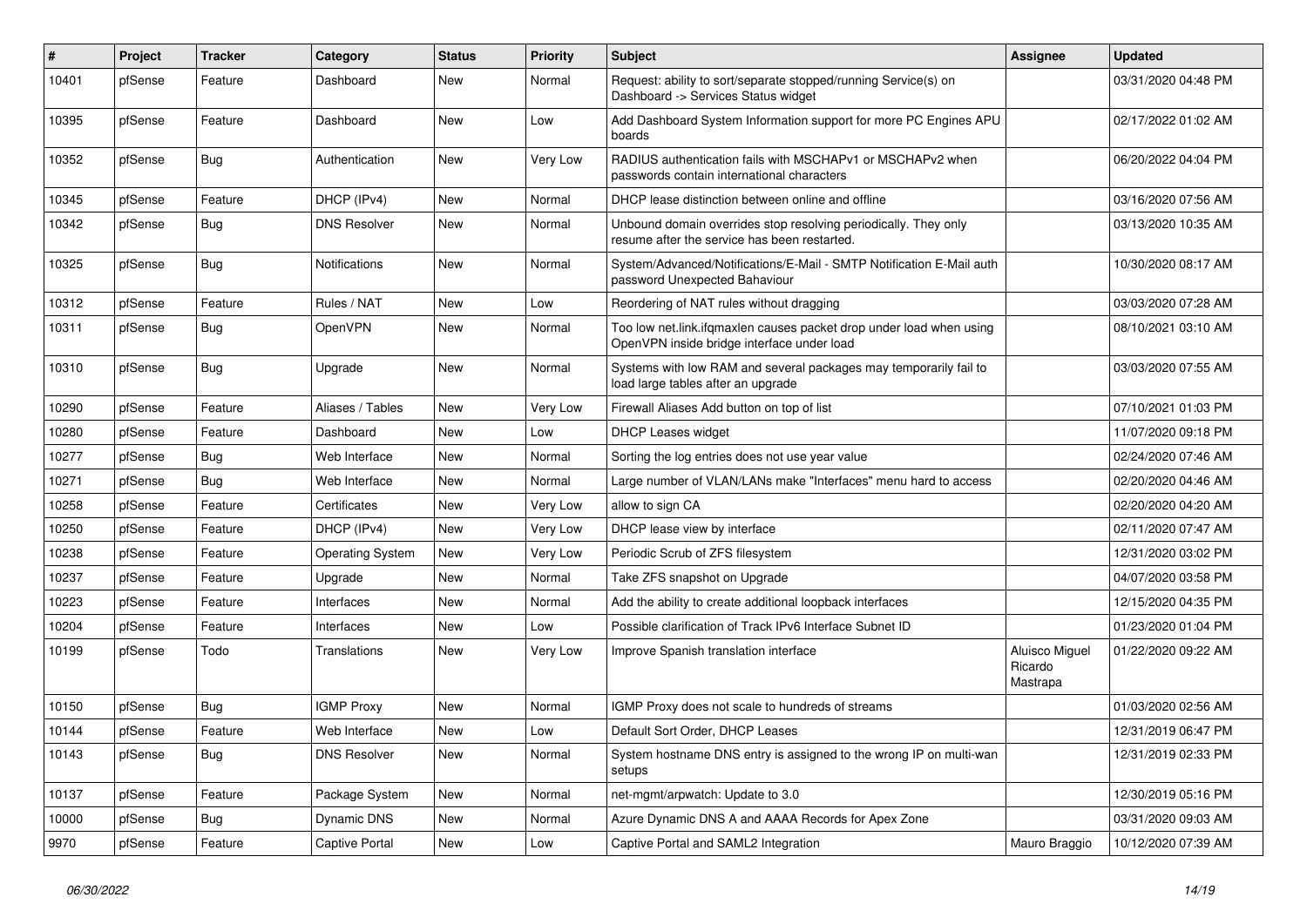| # | Project | Tracker | Category | Status | Priority | Subject | Assignee | Updated |
|---|---|---|---|---|---|---|---|---|
| 10401 | pfSense | Feature | Dashboard | New | Normal | Request: ability to sort/separate stopped/running Service(s) on Dashboard -> Services Status widget | | 03/31/2020 04:48 PM |
| 10395 | pfSense | Feature | Dashboard | New | Low | Add Dashboard System Information support for more PC Engines APU boards | | 02/17/2022 01:02 AM |
| 10352 | pfSense | Bug | Authentication | New | Very Low | RADIUS authentication fails with MSCHAPv1 or MSCHAPv2 when passwords contain international characters | | 06/20/2022 04:04 PM |
| 10345 | pfSense | Feature | DHCP (IPv4) | New | Normal | DHCP lease distinction between online and offline | | 03/16/2020 07:56 AM |
| 10342 | pfSense | Bug | DNS Resolver | New | Normal | Unbound domain overrides stop resolving periodically. They only resume after the service has been restarted. | | 03/13/2020 10:35 AM |
| 10325 | pfSense | Bug | Notifications | New | Normal | System/Advanced/Notifications/E-Mail - SMTP Notification E-Mail auth password Unexpected Bahaviour | | 10/30/2020 08:17 AM |
| 10312 | pfSense | Feature | Rules / NAT | New | Low | Reordering of NAT rules without dragging | | 03/03/2020 07:28 AM |
| 10311 | pfSense | Bug | OpenVPN | New | Normal | Too low net.link.ifqmaxlen causes packet drop under load when using OpenVPN inside bridge interface under load | | 08/10/2021 03:10 AM |
| 10310 | pfSense | Bug | Upgrade | New | Normal | Systems with low RAM and several packages may temporarily fail to load large tables after an upgrade | | 03/03/2020 07:55 AM |
| 10290 | pfSense | Feature | Aliases / Tables | New | Very Low | Firewall Aliases Add button on top of list | | 07/10/2021 01:03 PM |
| 10280 | pfSense | Feature | Dashboard | New | Low | DHCP Leases widget | | 11/07/2020 09:18 PM |
| 10277 | pfSense | Bug | Web Interface | New | Normal | Sorting the log entries does not use year value | | 02/24/2020 07:46 AM |
| 10271 | pfSense | Bug | Web Interface | New | Normal | Large number of VLAN/LANs make "Interfaces" menu hard to access | | 02/20/2020 04:46 AM |
| 10258 | pfSense | Feature | Certificates | New | Very Low | allow to sign CA | | 02/20/2020 04:20 AM |
| 10250 | pfSense | Feature | DHCP (IPv4) | New | Very Low | DHCP lease view by interface | | 02/11/2020 07:47 AM |
| 10238 | pfSense | Feature | Operating System | New | Very Low | Periodic Scrub of ZFS filesystem | | 12/31/2020 03:02 PM |
| 10237 | pfSense | Feature | Upgrade | New | Normal | Take ZFS snapshot on Upgrade | | 04/07/2020 03:58 PM |
| 10223 | pfSense | Feature | Interfaces | New | Normal | Add the ability to create additional loopback interfaces | | 12/15/2020 04:35 PM |
| 10204 | pfSense | Feature | Interfaces | New | Low | Possible clarification of Track IPv6 Interface Subnet ID | | 01/23/2020 01:04 PM |
| 10199 | pfSense | Todo | Translations | New | Very Low | Improve Spanish translation interface | Aluisco Miguel Ricardo Mastrapa | 01/22/2020 09:22 AM |
| 10150 | pfSense | Bug | IGMP Proxy | New | Normal | IGMP Proxy does not scale to hundreds of streams | | 01/03/2020 02:56 AM |
| 10144 | pfSense | Feature | Web Interface | New | Low | Default Sort Order, DHCP Leases | | 12/31/2019 06:47 PM |
| 10143 | pfSense | Bug | DNS Resolver | New | Normal | System hostname DNS entry is assigned to the wrong IP on multi-wan setups | | 12/31/2019 02:33 PM |
| 10137 | pfSense | Feature | Package System | New | Normal | net-mgmt/arpwatch: Update to 3.0 | | 12/30/2019 05:16 PM |
| 10000 | pfSense | Bug | Dynamic DNS | New | Normal | Azure Dynamic DNS A and AAAA Records for Apex Zone | | 03/31/2020 09:03 AM |
| 9970 | pfSense | Feature | Captive Portal | New | Low | Captive Portal and SAML2 Integration | Mauro Braggio | 10/12/2020 07:39 AM |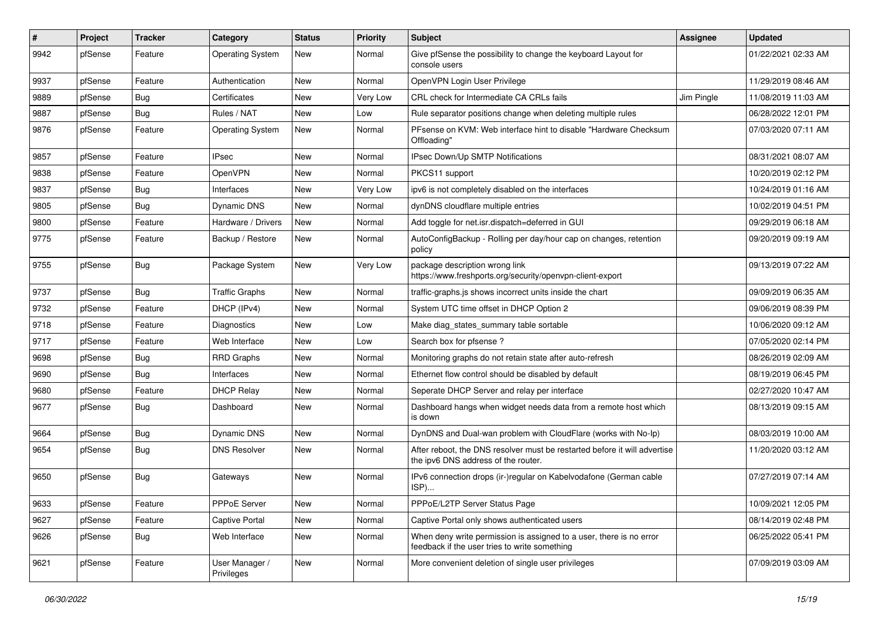| # | Project | Tracker | Category | Status | Priority | Subject | Assignee | Updated |
|---|---|---|---|---|---|---|---|---|
| 9942 | pfSense | Feature | Operating System | New | Normal | Give pfSense the possibility to change the keyboard Layout for console users | | 01/22/2021 02:33 AM |
| 9937 | pfSense | Feature | Authentication | New | Normal | OpenVPN Login User Privilege | | 11/29/2019 08:46 AM |
| 9889 | pfSense | Bug | Certificates | New | Very Low | CRL check for Intermediate CA CRLs fails | Jim Pingle | 11/08/2019 11:03 AM |
| 9887 | pfSense | Bug | Rules / NAT | New | Low | Rule separator positions change when deleting multiple rules | | 06/28/2022 12:01 PM |
| 9876 | pfSense | Feature | Operating System | New | Normal | PFsense on KVM: Web interface hint to disable "Hardware Checksum Offloading" | | 07/03/2020 07:11 AM |
| 9857 | pfSense | Feature | IPsec | New | Normal | IPsec Down/Up SMTP Notifications | | 08/31/2021 08:07 AM |
| 9838 | pfSense | Feature | OpenVPN | New | Normal | PKCS11 support | | 10/20/2019 02:12 PM |
| 9837 | pfSense | Bug | Interfaces | New | Very Low | ipv6 is not completely disabled on the interfaces | | 10/24/2019 01:16 AM |
| 9805 | pfSense | Bug | Dynamic DNS | New | Normal | dynDNS cloudflare multiple entries | | 10/02/2019 04:51 PM |
| 9800 | pfSense | Feature | Hardware / Drivers | New | Normal | Add toggle for net.isr.dispatch=deferred in GUI | | 09/29/2019 06:18 AM |
| 9775 | pfSense | Feature | Backup / Restore | New | Normal | AutoConfigBackup - Rolling per day/hour cap on changes, retention policy | | 09/20/2019 09:19 AM |
| 9755 | pfSense | Bug | Package System | New | Very Low | package description wrong link https://www.freshports.org/security/openvpn-client-export | | 09/13/2019 07:22 AM |
| 9737 | pfSense | Bug | Traffic Graphs | New | Normal | traffic-graphs.js shows incorrect units inside the chart | | 09/09/2019 06:35 AM |
| 9732 | pfSense | Feature | DHCP (IPv4) | New | Normal | System UTC time offset in DHCP Option 2 | | 09/06/2019 08:39 PM |
| 9718 | pfSense | Feature | Diagnostics | New | Low | Make diag_states_summary table sortable | | 10/06/2020 09:12 AM |
| 9717 | pfSense | Feature | Web Interface | New | Low | Search box for pfsense ? | | 07/05/2020 02:14 PM |
| 9698 | pfSense | Bug | RRD Graphs | New | Normal | Monitoring graphs do not retain state after auto-refresh | | 08/26/2019 02:09 AM |
| 9690 | pfSense | Bug | Interfaces | New | Normal | Ethernet flow control should be disabled by default | | 08/19/2019 06:45 PM |
| 9680 | pfSense | Feature | DHCP Relay | New | Normal | Seperate DHCP Server and relay per interface | | 02/27/2020 10:47 AM |
| 9677 | pfSense | Bug | Dashboard | New | Normal | Dashboard hangs when widget needs data from a remote host which is down | | 08/13/2019 09:15 AM |
| 9664 | pfSense | Bug | Dynamic DNS | New | Normal | DynDNS and Dual-wan problem with CloudFlare (works with No-Ip) | | 08/03/2019 10:00 AM |
| 9654 | pfSense | Bug | DNS Resolver | New | Normal | After reboot, the DNS resolver must be restarted before it will advertise the ipv6 DNS address of the router. | | 11/20/2020 03:12 AM |
| 9650 | pfSense | Bug | Gateways | New | Normal | IPv6 connection drops (ir-)regular on Kabelvodafone (German cable ISP)... | | 07/27/2019 07:14 AM |
| 9633 | pfSense | Feature | PPPoE Server | New | Normal | PPPoE/L2TP Server Status Page | | 10/09/2021 12:05 PM |
| 9627 | pfSense | Feature | Captive Portal | New | Normal | Captive Portal only shows authenticated users | | 08/14/2019 02:48 PM |
| 9626 | pfSense | Bug | Web Interface | New | Normal | When deny write permission is assigned to a user, there is no error feedback if the user tries to write something | | 06/25/2022 05:41 PM |
| 9621 | pfSense | Feature | User Manager / Privileges | New | Normal | More convenient deletion of single user privileges | | 07/09/2019 03:09 AM |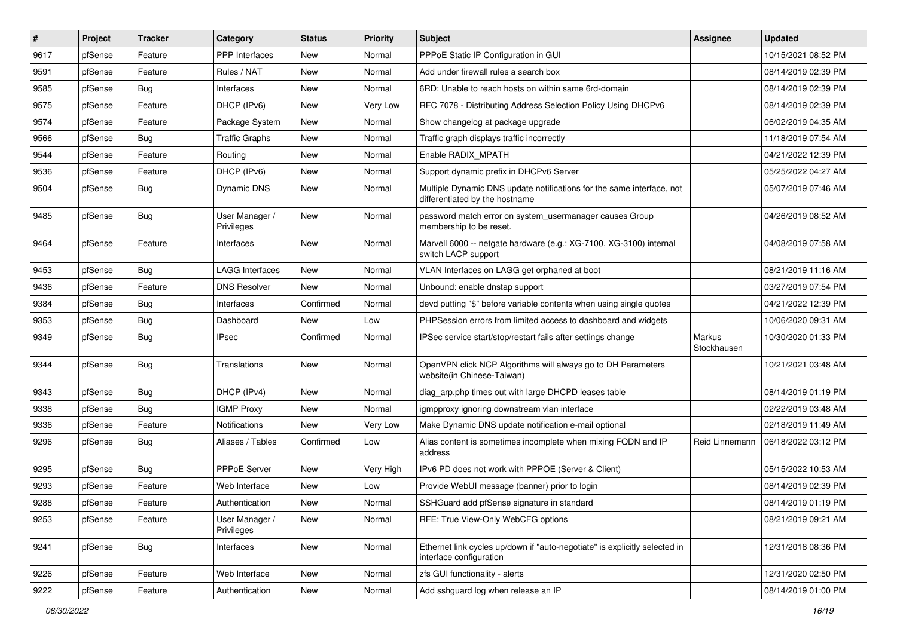| # | Project | Tracker | Category | Status | Priority | Subject | Assignee | Updated |
|---|---|---|---|---|---|---|---|---|
| 9617 | pfSense | Feature | PPP Interfaces | New | Normal | PPPoE Static IP Configuration in GUI | | 10/15/2021 08:52 PM |
| 9591 | pfSense | Feature | Rules / NAT | New | Normal | Add under firewall rules a search box | | 08/14/2019 02:39 PM |
| 9585 | pfSense | Bug | Interfaces | New | Normal | 6RD: Unable to reach hosts on within same 6rd-domain | | 08/14/2019 02:39 PM |
| 9575 | pfSense | Feature | DHCP (IPv6) | New | Very Low | RFC 7078 - Distributing Address Selection Policy Using DHCPv6 | | 08/14/2019 02:39 PM |
| 9574 | pfSense | Feature | Package System | New | Normal | Show changelog at package upgrade | | 06/02/2019 04:35 AM |
| 9566 | pfSense | Bug | Traffic Graphs | New | Normal | Traffic graph displays traffic incorrectly | | 11/18/2019 07:54 AM |
| 9544 | pfSense | Feature | Routing | New | Normal | Enable RADIX_MPATH | | 04/21/2022 12:39 PM |
| 9536 | pfSense | Feature | DHCP (IPv6) | New | Normal | Support dynamic prefix in DHCPv6 Server | | 05/25/2022 04:27 AM |
| 9504 | pfSense | Bug | Dynamic DNS | New | Normal | Multiple Dynamic DNS update notifications for the same interface, not differentiated by the hostname | | 05/07/2019 07:46 AM |
| 9485 | pfSense | Bug | User Manager / Privileges | New | Normal | password match error on system_usermanager causes Group membership to be reset. | | 04/26/2019 08:52 AM |
| 9464 | pfSense | Feature | Interfaces | New | Normal | Marvell 6000 -- netgate hardware (e.g.: XG-7100, XG-3100) internal switch LACP support | | 04/08/2019 07:58 AM |
| 9453 | pfSense | Bug | LAGG Interfaces | New | Normal | VLAN Interfaces on LAGG get orphaned at boot | | 08/21/2019 11:16 AM |
| 9436 | pfSense | Feature | DNS Resolver | New | Normal | Unbound: enable dnstap support | | 03/27/2019 07:54 PM |
| 9384 | pfSense | Bug | Interfaces | Confirmed | Normal | devd putting "$" before variable contents when using single quotes | | 04/21/2022 12:39 PM |
| 9353 | pfSense | Bug | Dashboard | New | Low | PHPSession errors from limited access to dashboard and widgets | | 10/06/2020 09:31 AM |
| 9349 | pfSense | Bug | IPsec | Confirmed | Normal | IPSec service start/stop/restart fails after settings change | Markus Stockhausen | 10/30/2020 01:33 PM |
| 9344 | pfSense | Bug | Translations | New | Normal | OpenVPN click NCP Algorithms will always go to DH Parameters website(in Chinese-Taiwan) | | 10/21/2021 03:48 AM |
| 9343 | pfSense | Bug | DHCP (IPv4) | New | Normal | diag_arp.php times out with large DHCPD leases table | | 08/14/2019 01:19 PM |
| 9338 | pfSense | Bug | IGMP Proxy | New | Normal | igmpproxy ignoring downstream vlan interface | | 02/22/2019 03:48 AM |
| 9336 | pfSense | Feature | Notifications | New | Very Low | Make Dynamic DNS update notification e-mail optional | | 02/18/2019 11:49 AM |
| 9296 | pfSense | Bug | Aliases / Tables | Confirmed | Low | Alias content is sometimes incomplete when mixing FQDN and IP address | Reid Linnemann | 06/18/2022 03:12 PM |
| 9295 | pfSense | Bug | PPPoE Server | New | Very High | IPv6 PD does not work with PPPOE (Server & Client) | | 05/15/2022 10:53 AM |
| 9293 | pfSense | Feature | Web Interface | New | Low | Provide WebUI message (banner) prior to login | | 08/14/2019 02:39 PM |
| 9288 | pfSense | Feature | Authentication | New | Normal | SSHGuard add pfSense signature in standard | | 08/14/2019 01:19 PM |
| 9253 | pfSense | Feature | User Manager / Privileges | New | Normal | RFE: True View-Only WebCFG options | | 08/21/2019 09:21 AM |
| 9241 | pfSense | Bug | Interfaces | New | Normal | Ethernet link cycles up/down if "auto-negotiate" is explicitly selected in interface configuration | | 12/31/2018 08:36 PM |
| 9226 | pfSense | Feature | Web Interface | New | Normal | zfs GUI functionality - alerts | | 12/31/2020 02:50 PM |
| 9222 | pfSense | Feature | Authentication | New | Normal | Add sshguard log when release an IP | | 08/14/2019 01:00 PM |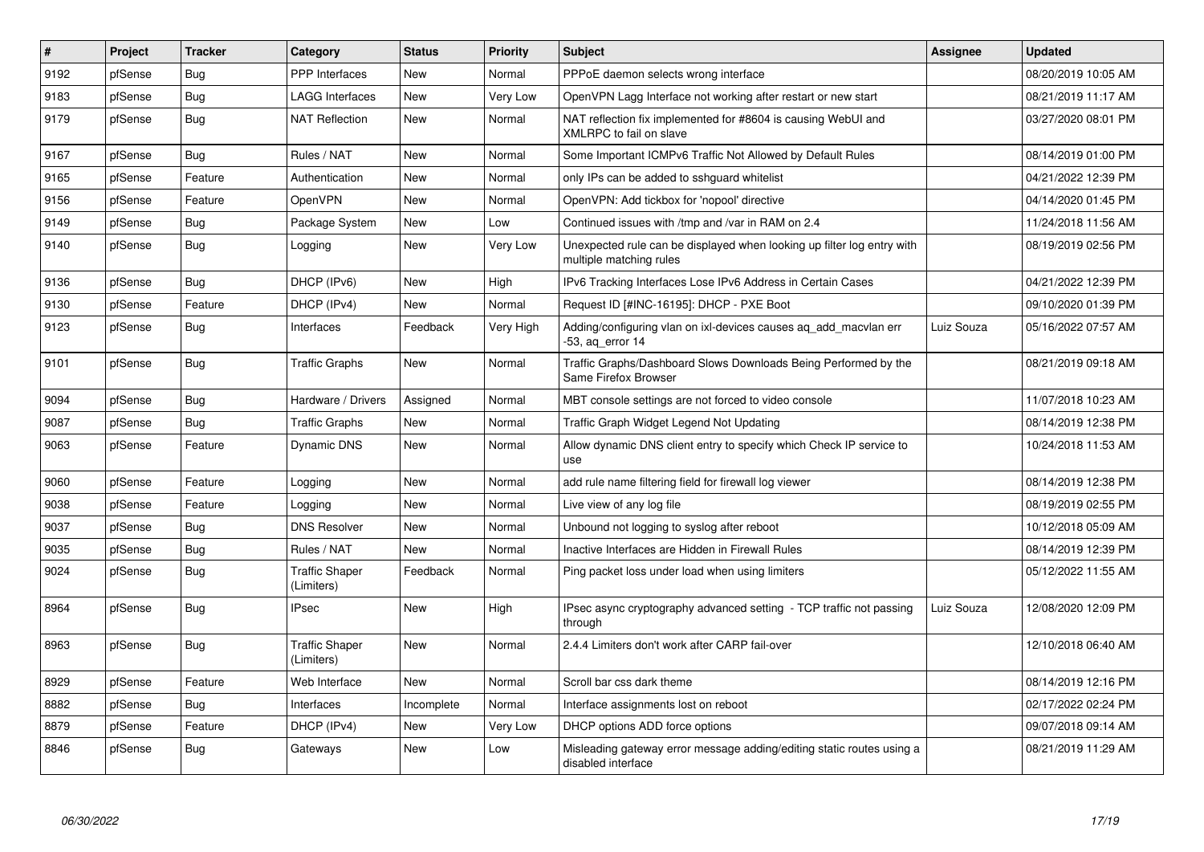| # | Project | Tracker | Category | Status | Priority | Subject | Assignee | Updated |
|---|---|---|---|---|---|---|---|---|
| 9192 | pfSense | Bug | PPP Interfaces | New | Normal | PPPoE daemon selects wrong interface | | 08/20/2019 10:05 AM |
| 9183 | pfSense | Bug | LAGG Interfaces | New | Very Low | OpenVPN Lagg Interface not working after restart or new start | | 08/21/2019 11:17 AM |
| 9179 | pfSense | Bug | NAT Reflection | New | Normal | NAT reflection fix implemented for #8604 is causing WebUI and XMLRPC to fail on slave | | 03/27/2020 08:01 PM |
| 9167 | pfSense | Bug | Rules / NAT | New | Normal | Some Important ICMPv6 Traffic Not Allowed by Default Rules | | 08/14/2019 01:00 PM |
| 9165 | pfSense | Feature | Authentication | New | Normal | only IPs can be added to sshguard whitelist | | 04/21/2022 12:39 PM |
| 9156 | pfSense | Feature | OpenVPN | New | Normal | OpenVPN: Add tickbox for 'nopool' directive | | 04/14/2020 01:45 PM |
| 9149 | pfSense | Bug | Package System | New | Low | Continued issues with /tmp and /var in RAM on 2.4 | | 11/24/2018 11:56 AM |
| 9140 | pfSense | Bug | Logging | New | Very Low | Unexpected rule can be displayed when looking up filter log entry with multiple matching rules | | 08/19/2019 02:56 PM |
| 9136 | pfSense | Bug | DHCP (IPv6) | New | High | IPv6 Tracking Interfaces Lose IPv6 Address in Certain Cases | | 04/21/2022 12:39 PM |
| 9130 | pfSense | Feature | DHCP (IPv4) | New | Normal | Request ID [#INC-16195]: DHCP - PXE Boot | | 09/10/2020 01:39 PM |
| 9123 | pfSense | Bug | Interfaces | Feedback | Very High | Adding/configuring vlan on ixl-devices causes aq_add_macvlan err -53, aq_error 14 | Luiz Souza | 05/16/2022 07:57 AM |
| 9101 | pfSense | Bug | Traffic Graphs | New | Normal | Traffic Graphs/Dashboard Slows Downloads Being Performed by the Same Firefox Browser | | 08/21/2019 09:18 AM |
| 9094 | pfSense | Bug | Hardware / Drivers | Assigned | Normal | MBT console settings are not forced to video console | | 11/07/2018 10:23 AM |
| 9087 | pfSense | Bug | Traffic Graphs | New | Normal | Traffic Graph Widget Legend Not Updating | | 08/14/2019 12:38 PM |
| 9063 | pfSense | Feature | Dynamic DNS | New | Normal | Allow dynamic DNS client entry to specify which Check IP service to use | | 10/24/2018 11:53 AM |
| 9060 | pfSense | Feature | Logging | New | Normal | add rule name filtering field for firewall log viewer | | 08/14/2019 12:38 PM |
| 9038 | pfSense | Feature | Logging | New | Normal | Live view of any log file | | 08/19/2019 02:55 PM |
| 9037 | pfSense | Bug | DNS Resolver | New | Normal | Unbound not logging to syslog after reboot | | 10/12/2018 05:09 AM |
| 9035 | pfSense | Bug | Rules / NAT | New | Normal | Inactive Interfaces are Hidden in Firewall Rules | | 08/14/2019 12:39 PM |
| 9024 | pfSense | Bug | Traffic Shaper (Limiters) | Feedback | Normal | Ping packet loss under load when using limiters | | 05/12/2022 11:55 AM |
| 8964 | pfSense | Bug | IPsec | New | High | IPsec async cryptography advanced setting - TCP traffic not passing through | Luiz Souza | 12/08/2020 12:09 PM |
| 8963 | pfSense | Bug | Traffic Shaper (Limiters) | New | Normal | 2.4.4 Limiters don't work after CARP fail-over | | 12/10/2018 06:40 AM |
| 8929 | pfSense | Feature | Web Interface | New | Normal | Scroll bar css dark theme | | 08/14/2019 12:16 PM |
| 8882 | pfSense | Bug | Interfaces | Incomplete | Normal | Interface assignments lost on reboot | | 02/17/2022 02:24 PM |
| 8879 | pfSense | Feature | DHCP (IPv4) | New | Very Low | DHCP options ADD force options | | 09/07/2018 09:14 AM |
| 8846 | pfSense | Bug | Gateways | New | Low | Misleading gateway error message adding/editing static routes using a disabled interface | | 08/21/2019 11:29 AM |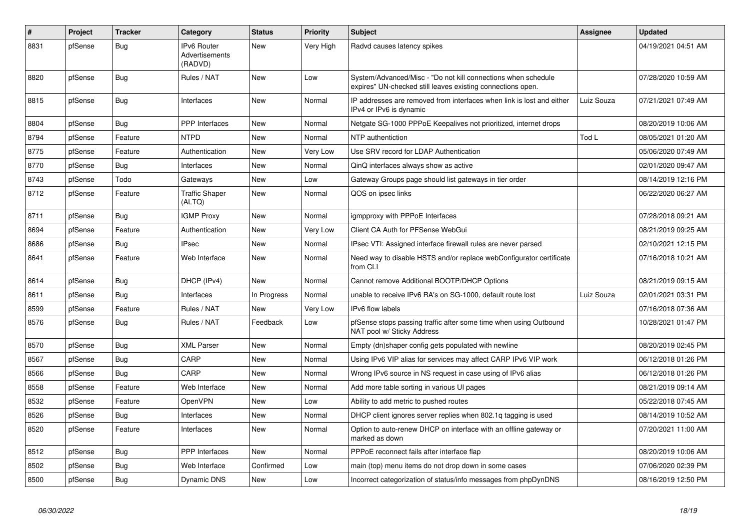| # | Project | Tracker | Category | Status | Priority | Subject | Assignee | Updated |
|---|---|---|---|---|---|---|---|---|
| 8831 | pfSense | Bug | IPv6 Router Advertisements (RADVD) | New | Very High | Radvd causes latency spikes | | 04/19/2021 04:51 AM |
| 8820 | pfSense | Bug | Rules / NAT | New | Low | System/Advanced/Misc - "Do not kill connections when schedule expires" UN-checked still leaves existing connections open. | | 07/28/2020 10:59 AM |
| 8815 | pfSense | Bug | Interfaces | New | Normal | IP addresses are removed from interfaces when link is lost and either IPv4 or IPv6 is dynamic | Luiz Souza | 07/21/2021 07:49 AM |
| 8804 | pfSense | Bug | PPP Interfaces | New | Normal | Netgate SG-1000 PPPoE Keepalives not prioritized, internet drops | | 08/20/2019 10:06 AM |
| 8794 | pfSense | Feature | NTPD | New | Normal | NTP authentiction | Tod L | 08/05/2021 01:20 AM |
| 8775 | pfSense | Feature | Authentication | New | Very Low | Use SRV record for LDAP Authentication | | 05/06/2020 07:49 AM |
| 8770 | pfSense | Bug | Interfaces | New | Normal | QinQ interfaces always show as active | | 02/01/2020 09:47 AM |
| 8743 | pfSense | Todo | Gateways | New | Low | Gateway Groups page should list gateways in tier order | | 08/14/2019 12:16 PM |
| 8712 | pfSense | Feature | Traffic Shaper (ALTQ) | New | Normal | QOS on ipsec links | | 06/22/2020 06:27 AM |
| 8711 | pfSense | Bug | IGMP Proxy | New | Normal | igmpproxy with PPPoE Interfaces | | 07/28/2018 09:21 AM |
| 8694 | pfSense | Feature | Authentication | New | Very Low | Client CA Auth for PFSense WebGui | | 08/21/2019 09:25 AM |
| 8686 | pfSense | Bug | IPsec | New | Normal | IPsec VTI: Assigned interface firewall rules are never parsed | | 02/10/2021 12:15 PM |
| 8641 | pfSense | Feature | Web Interface | New | Normal | Need way to disable HSTS and/or replace webConfigurator certificate from CLI | | 07/16/2018 10:21 AM |
| 8614 | pfSense | Bug | DHCP (IPv4) | New | Normal | Cannot remove Additional BOOTP/DHCP Options | | 08/21/2019 09:15 AM |
| 8611 | pfSense | Bug | Interfaces | In Progress | Normal | unable to receive IPv6 RA's on SG-1000, default route lost | Luiz Souza | 02/01/2021 03:31 PM |
| 8599 | pfSense | Feature | Rules / NAT | New | Very Low | IPv6 flow labels | | 07/16/2018 07:36 AM |
| 8576 | pfSense | Bug | Rules / NAT | Feedback | Low | pfSense stops passing traffic after some time when using Outbound NAT pool w/ Sticky Address | | 10/28/2021 01:47 PM |
| 8570 | pfSense | Bug | XML Parser | New | Normal | Empty (dn)shaper config gets populated with newline | | 08/20/2019 02:45 PM |
| 8567 | pfSense | Bug | CARP | New | Normal | Using IPv6 VIP alias for services may affect CARP IPv6 VIP work | | 06/12/2018 01:26 PM |
| 8566 | pfSense | Bug | CARP | New | Normal | Wrong IPv6 source in NS request in case using of IPv6 alias | | 06/12/2018 01:26 PM |
| 8558 | pfSense | Feature | Web Interface | New | Normal | Add more table sorting in various UI pages | | 08/21/2019 09:14 AM |
| 8532 | pfSense | Feature | OpenVPN | New | Low | Ability to add metric to pushed routes | | 05/22/2018 07:45 AM |
| 8526 | pfSense | Bug | Interfaces | New | Normal | DHCP client ignores server replies when 802.1q tagging is used | | 08/14/2019 10:52 AM |
| 8520 | pfSense | Feature | Interfaces | New | Normal | Option to auto-renew DHCP on interface with an offline gateway or marked as down | | 07/20/2021 11:00 AM |
| 8512 | pfSense | Bug | PPP Interfaces | New | Normal | PPPoE reconnect fails after interface flap | | 08/20/2019 10:06 AM |
| 8502 | pfSense | Bug | Web Interface | Confirmed | Low | main (top) menu items do not drop down in some cases | | 07/06/2020 02:39 PM |
| 8500 | pfSense | Bug | Dynamic DNS | New | Low | Incorrect categorization of status/info messages from phpDynDNS | | 08/16/2019 12:50 PM |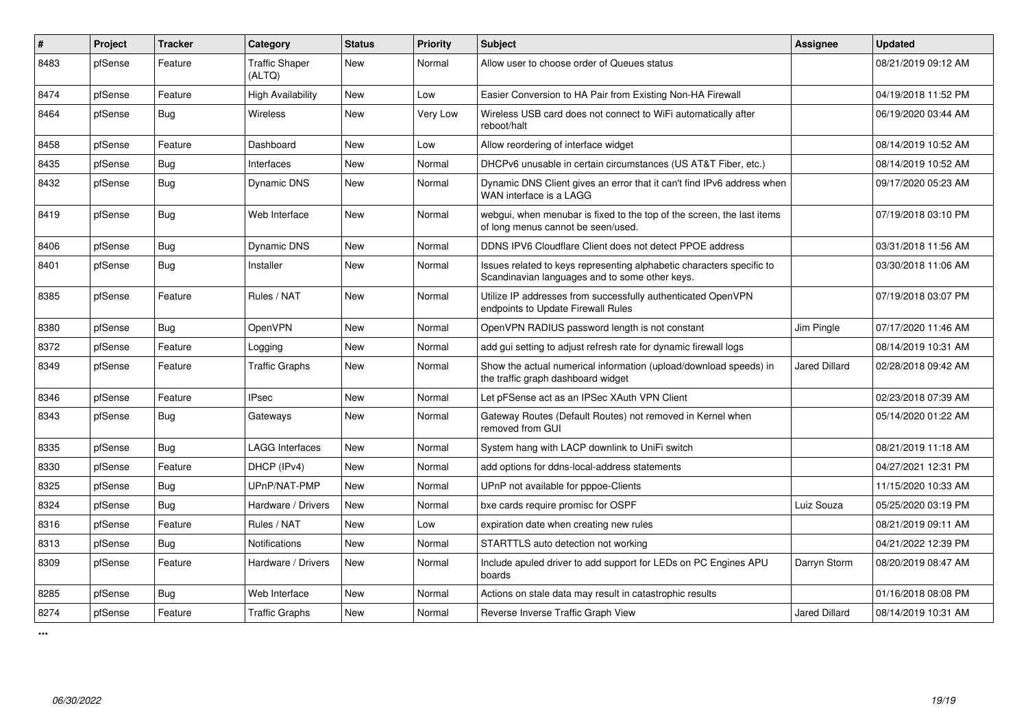| # | Project | Tracker | Category | Status | Priority | Subject | Assignee | Updated |
|---|---|---|---|---|---|---|---|---|
| 8483 | pfSense | Feature | Traffic Shaper (ALTQ) | New | Normal | Allow user to choose order of Queues status | | 08/21/2019 09:12 AM |
| 8474 | pfSense | Feature | High Availability | New | Low | Easier Conversion to HA Pair from Existing Non-HA Firewall | | 04/19/2018 11:52 PM |
| 8464 | pfSense | Bug | Wireless | New | Very Low | Wireless USB card does not connect to WiFi automatically after reboot/halt | | 06/19/2020 03:44 AM |
| 8458 | pfSense | Feature | Dashboard | New | Low | Allow reordering of interface widget | | 08/14/2019 10:52 AM |
| 8435 | pfSense | Bug | Interfaces | New | Normal | DHCPv6 unusable in certain circumstances (US AT&T Fiber, etc.) | | 08/14/2019 10:52 AM |
| 8432 | pfSense | Bug | Dynamic DNS | New | Normal | Dynamic DNS Client gives an error that it can't find IPv6 address when WAN interface is a LAGG | | 09/17/2020 05:23 AM |
| 8419 | pfSense | Bug | Web Interface | New | Normal | webgui, when menubar is fixed to the top of the screen, the last items of long menus cannot be seen/used. | | 07/19/2018 03:10 PM |
| 8406 | pfSense | Bug | Dynamic DNS | New | Normal | DDNS IPV6 Cloudflare Client does not detect PPOE address | | 03/31/2018 11:56 AM |
| 8401 | pfSense | Bug | Installer | New | Normal | Issues related to keys representing alphabetic characters specific to Scandinavian languages and to some other keys. | | 03/30/2018 11:06 AM |
| 8385 | pfSense | Feature | Rules / NAT | New | Normal | Utilize IP addresses from successfully authenticated OpenVPN endpoints to Update Firewall Rules | | 07/19/2018 03:07 PM |
| 8380 | pfSense | Bug | OpenVPN | New | Normal | OpenVPN RADIUS password length is not constant | Jim Pingle | 07/17/2020 11:46 AM |
| 8372 | pfSense | Feature | Logging | New | Normal | add gui setting to adjust refresh rate for dynamic firewall logs | | 08/14/2019 10:31 AM |
| 8349 | pfSense | Feature | Traffic Graphs | New | Normal | Show the actual numerical information (upload/download speeds) in the traffic graph dashboard widget | Jared Dillard | 02/28/2018 09:42 AM |
| 8346 | pfSense | Feature | IPsec | New | Normal | Let pFSense act as an IPSec XAuth VPN Client | | 02/23/2018 07:39 AM |
| 8343 | pfSense | Bug | Gateways | New | Normal | Gateway Routes (Default Routes) not removed in Kernel when removed from GUI | | 05/14/2020 01:22 AM |
| 8335 | pfSense | Bug | LAGG Interfaces | New | Normal | System hang with LACP downlink to UniFi switch | | 08/21/2019 11:18 AM |
| 8330 | pfSense | Feature | DHCP (IPv4) | New | Normal | add options for ddns-local-address statements | | 04/27/2021 12:31 PM |
| 8325 | pfSense | Bug | UPnP/NAT-PMP | New | Normal | UPnP not available for pppoe-Clients | | 11/15/2020 10:33 AM |
| 8324 | pfSense | Bug | Hardware / Drivers | New | Normal | bxe cards require promisc for OSPF | Luiz Souza | 05/25/2020 03:19 PM |
| 8316 | pfSense | Feature | Rules / NAT | New | Low | expiration date when creating new rules | | 08/21/2019 09:11 AM |
| 8313 | pfSense | Bug | Notifications | New | Normal | STARTTLS auto detection not working | | 04/21/2022 12:39 PM |
| 8309 | pfSense | Feature | Hardware / Drivers | New | Normal | Include apuled driver to add support for LEDs on PC Engines APU boards | Darryn Storm | 08/20/2019 08:47 AM |
| 8285 | pfSense | Bug | Web Interface | New | Normal | Actions on stale data may result in catastrophic results | | 01/16/2018 08:08 PM |
| 8274 | pfSense | Feature | Traffic Graphs | New | Normal | Reverse Inverse Traffic Graph View | Jared Dillard | 08/14/2019 10:31 AM |

...